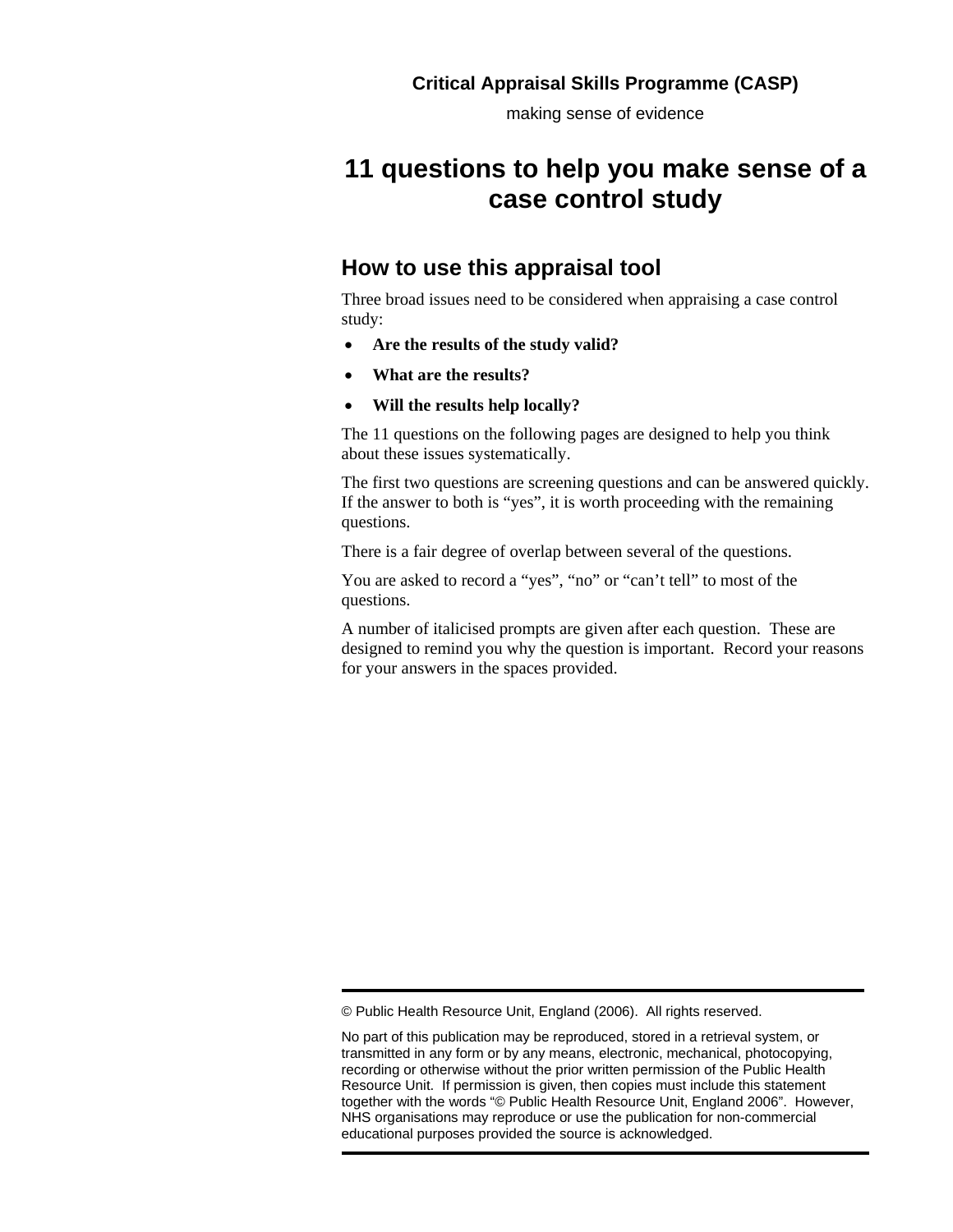**Critical Appraisal Skills Programme (CASP)**

making sense of evidence

# 11 questions to help you make sense of a case control study

## How to use this appraisal tool

Three broad issues need to be considered when appraising a case control study:

- **Are the results of the study valid?**
- **What are the results?**
- **Will the results help locally?**

The 11 questions on the following pages are designed to help you think about these issues systematically.

The first two questions are screening questions and can be answered quickly. If the answer to both is "yes", it is worth proceeding with the remaining questions.

There is a fair degree of overlap between several of the questions.

You are asked to record a "yes", "no" or "can't tell" to most of the questions.

A number of italicised prompts are given after each question. These are designed to remind you why the question is important. Record your reasons for your answers in the spaces provided.

---

© Public Health Resource Unit, England (2006). All rights reserved.

No part of this publication may be reproduced, stored in a retrieval system, or transmitted in any form or by any means, electronic, mechanical, photocopying, recording or otherwise without the prior written permission of the Public Health Resource Unit. If permission is given, then copies must include this statement together with the words "© Public Health Resource Unit, England 2006". However, NHS organisations may reproduce or use the publication for non-commercial educational purposes provided the source is acknowledged.

---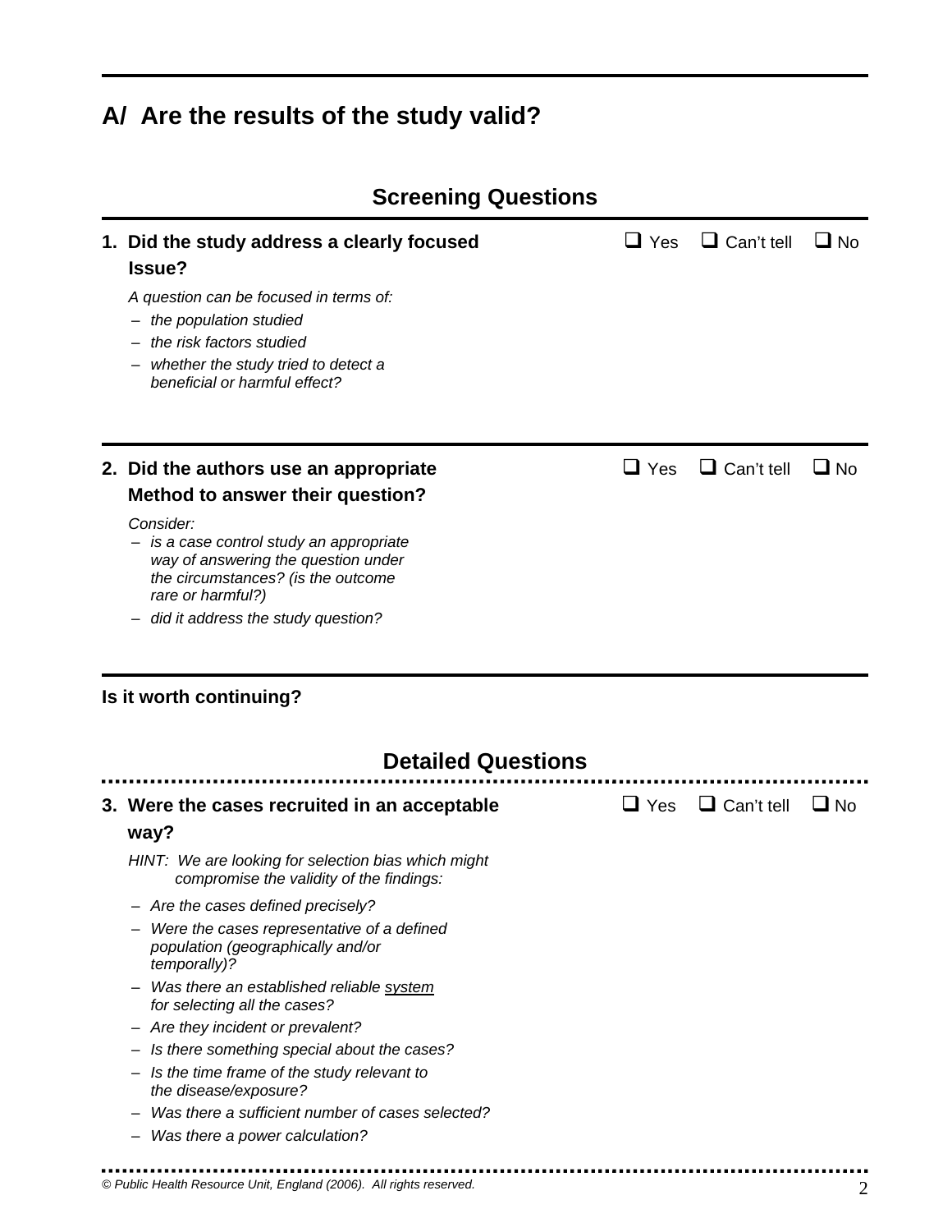## A/ Are the results of the study valid?

### Screening Questions

**1. Did the study address a clearly focused Issue?** ❑ Yes ❑ Can't tell ❑ No

*A question can be focused in terms of:*

- *the population studied*
- *the risk factors studied*
- *whether the study tried to detect a beneficial or harmful effect?*

**2. Did the authors use an appropriate Method to answer their question?** ❑ Yes ❑ Can't tell ❑ No

*Consider:*

- *is a case control study an appropriate way of answering the question under the circumstances? (is the outcome rare or harmful?)*
- *did it address the study question?*

**Is it worth continuing?**

### Detailed Questions

**3. Were the cases recruited in an acceptable way?** ❑ Yes ❑ Can't tell ❑ No

*HINT: We are looking for selection bias which might compromise the validity of the findings:*

- *Are the cases defined precisely?*
- *Were the cases representative of a defined population (geographically and/or temporally)?*
- *Was there an established reliable <u>system</u> for selecting all the cases?*
- *Are they incident or prevalent?*
- *Is there something special about the cases?*
- *Is the time frame of the study relevant to the disease/exposure?*
- *Was there a sufficient number of cases selected?*
- *Was there a power calculation?*

*© Public Health Resource Unit, England (2006). All rights reserved.*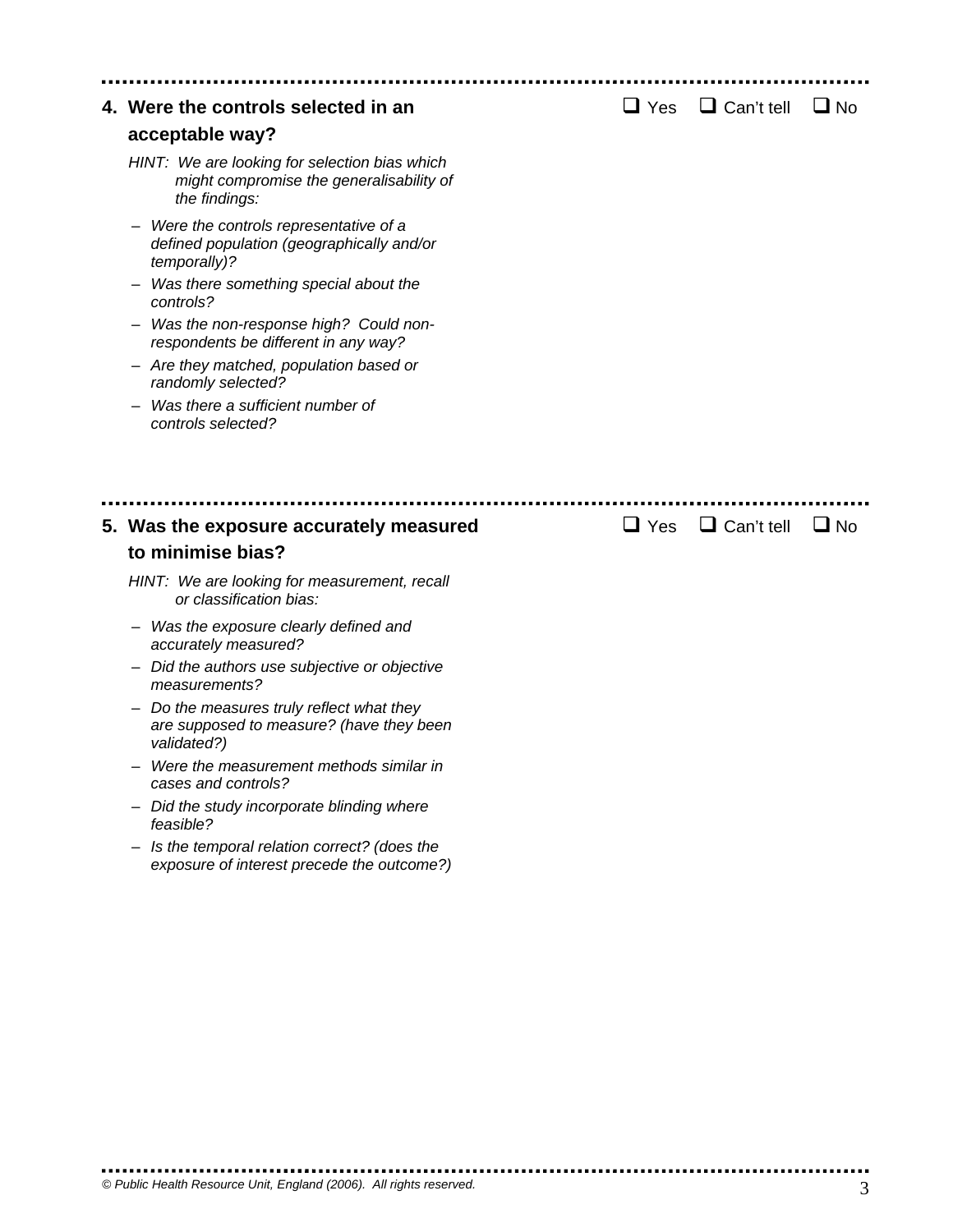**4. Were the controls selected in an acceptable way?**

☐ Yes ☐ Can't tell ☐ No

*HINT: We are looking for selection bias which might compromise the generalisability of the findings:*

- *Were the controls representative of a defined population (geographically and/or temporally)?*
- *Was there something special about the controls?*
- *Was the non-response high? Could non-respondents be different in any way?*
- *Are they matched, population based or randomly selected?*
- *Was there a sufficient number of controls selected?*

---

**5. Was the exposure accurately measured to minimise bias?**

☐ Yes ☐ Can't tell ☐ No

*HINT: We are looking for measurement, recall or classification bias:*

- *Was the exposure clearly defined and accurately measured?*
- *Did the authors use subjective or objective measurements?*
- *Do the measures truly reflect what they are supposed to measure? (have they been validated?)*
- *Were the measurement methods similar in cases and controls?*
- *Did the study incorporate blinding where feasible?*
- *Is the temporal relation correct? (does the exposure of interest precede the outcome?)*

---

*© Public Health Resource Unit, England (2006). All rights reserved.*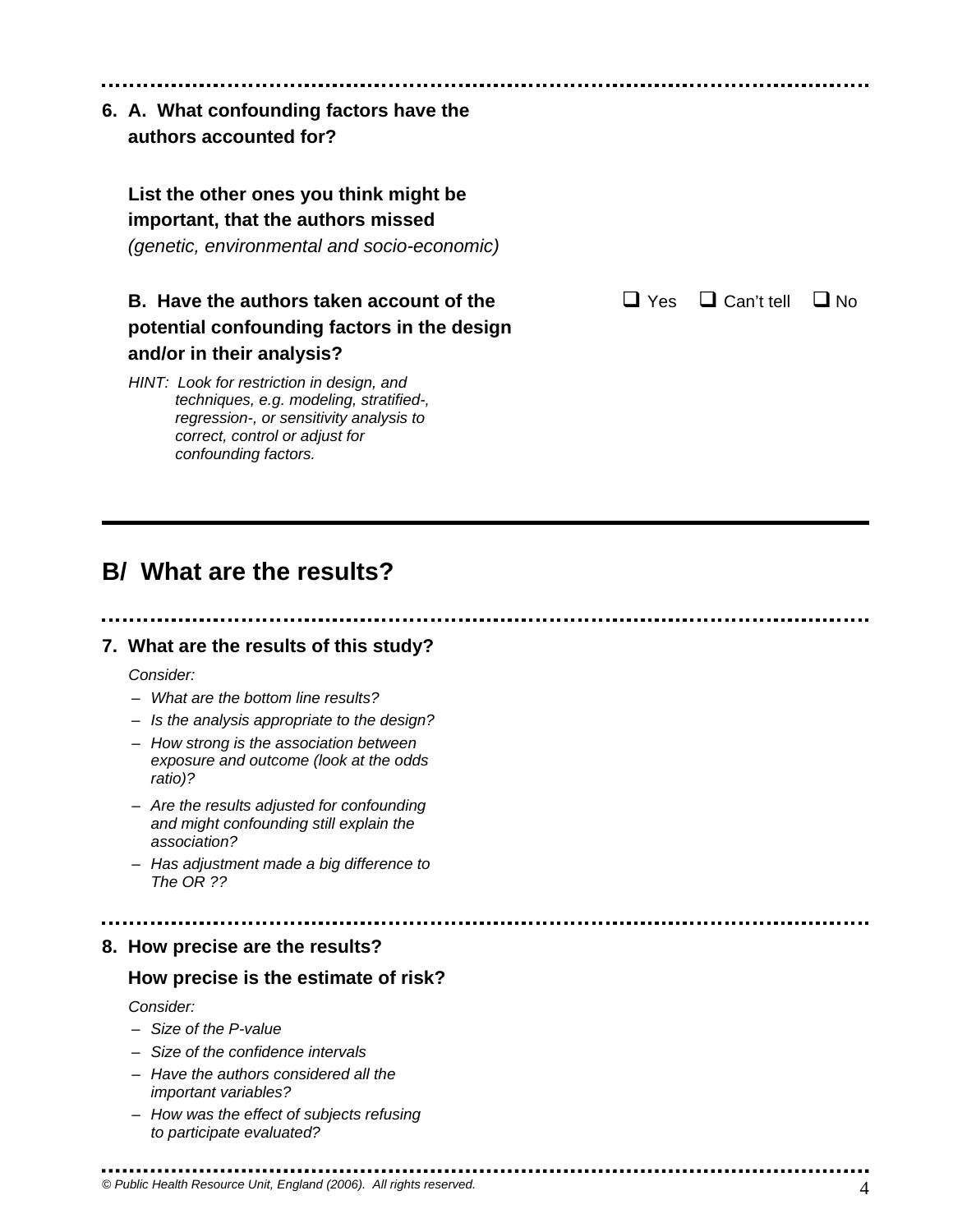**6. A. What confounding factors have the authors accounted for?**

**List the other ones you think might be important, that the authors missed**

*(genetic, environmental and socio-economic)*

**B. Have the authors taken account of the potential confounding factors in the design and/or in their analysis?**

❑ Yes ❑ Can't tell ❑ No

*HINT: Look for restriction in design, and techniques, e.g. modeling, stratified-, regression-, or sensitivity analysis to correct, control or adjust for confounding factors.*

---

## B/ What are the results?

**7. What are the results of this study?**

*Consider:*

- *What are the bottom line results?*
- *Is the analysis appropriate to the design?*
- *How strong is the association between exposure and outcome (look at the odds ratio)?*
- *Are the results adjusted for confounding and might confounding still explain the association?*
- *Has adjustment made a big difference to The OR ??*

**8. How precise are the results?**

**How precise is the estimate of risk?**

*Consider:*

- *Size of the P-value*
- *Size of the confidence intervals*
- *Have the authors considered all the important variables?*
- *How was the effect of subjects refusing to participate evaluated?*

*© Public Health Resource Unit, England (2006). All rights reserved.*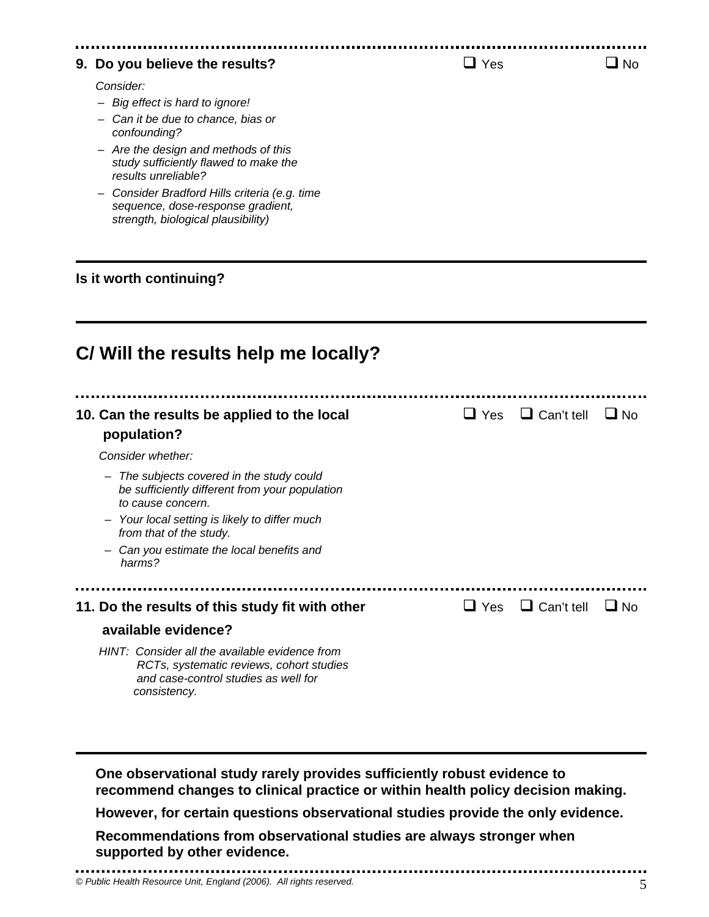**9. Do you believe the results?** ❑ Yes ❑ No

*Consider:*

- *Big effect is hard to ignore!*
- *Can it be due to chance, bias or confounding?*
- *Are the design and methods of this study sufficiently flawed to make the results unreliable?*
- *Consider Bradford Hills criteria (e.g. time sequence, dose-response gradient, strength, biological plausibility)*

---

**Is it worth continuing?**

---

## C/ Will the results help me locally?

**10. Can the results be applied to the local population?** ❑ Yes ❑ Can't tell ❑ No

*Consider whether:*

- *The subjects covered in the study could be sufficiently different from your population to cause concern.*
- *Your local setting is likely to differ much from that of the study.*
- *Can you estimate the local benefits and harms?*

**11. Do the results of this study fit with other available evidence?** ❑ Yes ❑ Can't tell ❑ No

*HINT: Consider all the available evidence from RCTs, systematic reviews, cohort studies and case-control studies as well for consistency.*

---

**One observational study rarely provides sufficiently robust evidence to recommend changes to clinical practice or within health policy decision making.**

**However, for certain questions observational studies provide the only evidence.**

**Recommendations from observational studies are always stronger when supported by other evidence.**

*© Public Health Resource Unit, England (2006). All rights reserved.*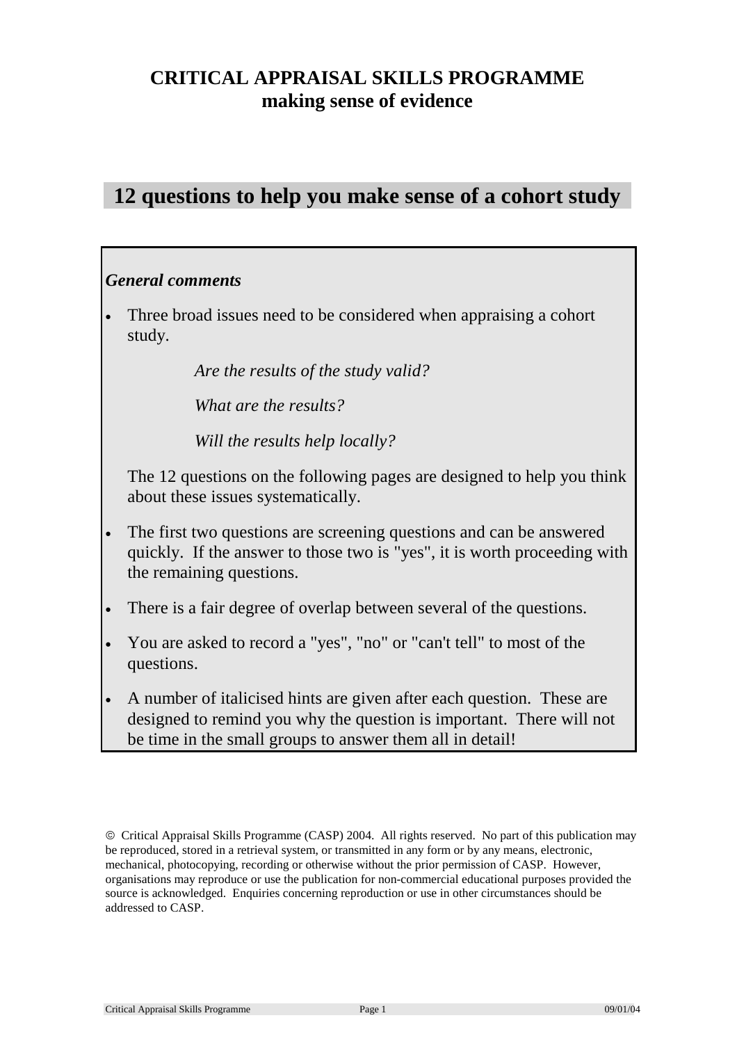# CRITICAL APPRAISAL SKILLS PROGRAMME
## making sense of evidence

## 12 questions to help you make sense of a cohort study

***General comments***

- Three broad issues need to be considered when appraising a cohort study.

  *Are the results of the study valid?*

  *What are the results?*

  *Will the results help locally?*

  The 12 questions on the following pages are designed to help you think about these issues systematically.

- The first two questions are screening questions and can be answered quickly. If the answer to those two is "yes", it is worth proceeding with the remaining questions.
- There is a fair degree of overlap between several of the questions.
- You are asked to record a "yes", "no" or "can't tell" to most of the questions.
- A number of italicised hints are given after each question. These are designed to remind you why the question is important. There will not be time in the small groups to answer them all in detail!

© Critical Appraisal Skills Programme (CASP) 2004. All rights reserved. No part of this publication may be reproduced, stored in a retrieval system, or transmitted in any form or by any means, electronic, mechanical, photocopying, recording or otherwise without the prior permission of CASP. However, organisations may reproduce or use the publication for non-commercial educational purposes provided the source is acknowledged. Enquiries concerning reproduction or use in other circumstances should be addressed to CASP.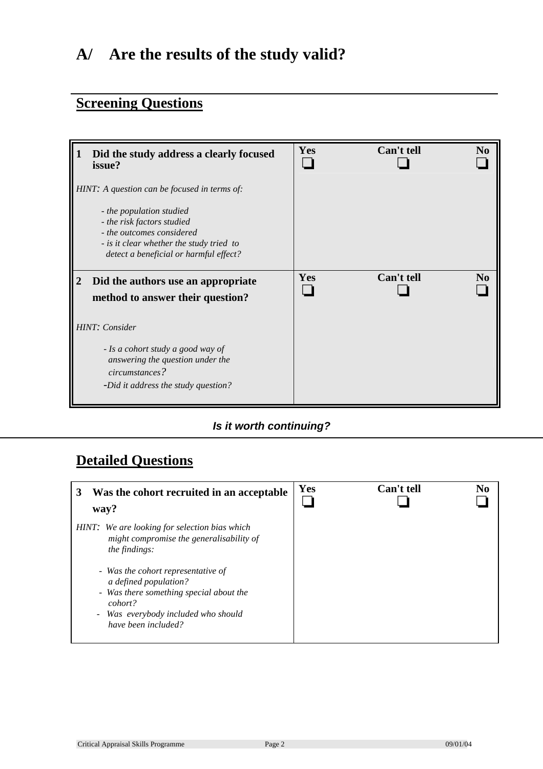# A/ Are the results of the study valid?

## Screening Questions

| **1 Did the study address a clearly focused issue?**<br><br>*HINT: A question can be focused in terms of:*<br>*- the population studied*<br>*- the risk factors studied*<br>*- the outcomes considered*<br>*- is it clear whether the study tried to detect a beneficial or harmful effect?* | **Yes** ❑ | **Can't tell** ❑ | **No** ❑ |
|---|---|---|---|
| **2 Did the authors use an appropriate method to answer their question?**<br><br>*HINT: Consider*<br>*- Is a cohort study a good way of answering the question under the circumstances?*<br>*-Did it address the study question?* | **Yes** ❑ | **Can't tell** ❑ | **No** ❑ |

***Is it worth continuing?***

## Detailed Questions

| **3 Was the cohort recruited in an acceptable way?**<br><br>*HINT: We are looking for selection bias which might compromise the generalisability of the findings:*<br>*- Was the cohort representative of a defined population?*<br>*- Was there something special about the cohort?*<br>*- Was everybody included who should have been included?* | **Yes** ❑ | **Can't tell** ❑ | **No** ❑ |
|---|---|---|---|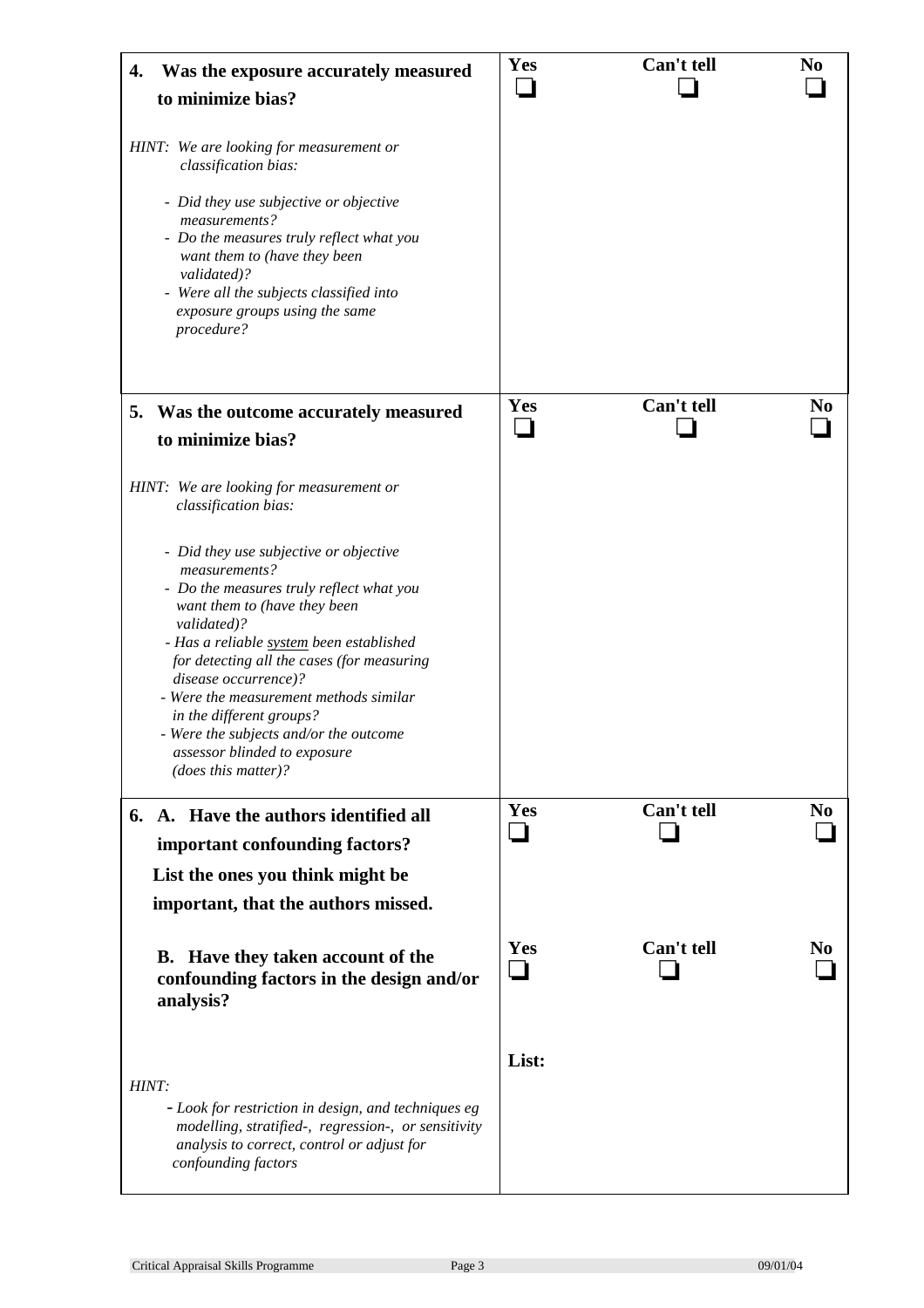| **4. Was the exposure accurately measured to minimize bias?** | **Yes** ❑ | **Can't tell** ❑ | **No** ❑ |
|---|---|---|---|
| *HINT: We are looking for measurement or classification bias:*<br><br>*- Did they use subjective or objective measurements?*<br>*- Do the measures truly reflect what you want them to (have they been validated)?*<br>*- Were all the subjects classified into exposure groups using the same procedure?* | | | |

| **5. Was the outcome accurately measured to minimize bias?** | **Yes** ❑ | **Can't tell** ❑ | **No** ❑ |
|---|---|---|---|
| *HINT: We are looking for measurement or classification bias:*<br><br>*- Did they use subjective or objective measurements?*<br>*- Do the measures truly reflect what you want them to (have they been validated)?*<br>*- Has a reliable system been established for detecting all the cases (for measuring disease occurrence)?*<br>*- Were the measurement methods similar in the different groups?*<br>*- Were the subjects and/or the outcome assessor blinded to exposure (does this matter)?* | | | |

| **6. A. Have the authors identified all important confounding factors? List the ones you think might be important, that the authors missed.** | **Yes** ❑ | **Can't tell** ❑ | **No** ❑ |
|---|---|---|---|
| **B. Have they taken account of the confounding factors in the design and/or analysis?** | **Yes** ❑ | **Can't tell** ❑ | **No** ❑ |
| *HINT:*<br>*- Look for restriction in design, and techniques eg modelling, stratified-, regression-, or sensitivity analysis to correct, control or adjust for confounding factors* | **List:** | | |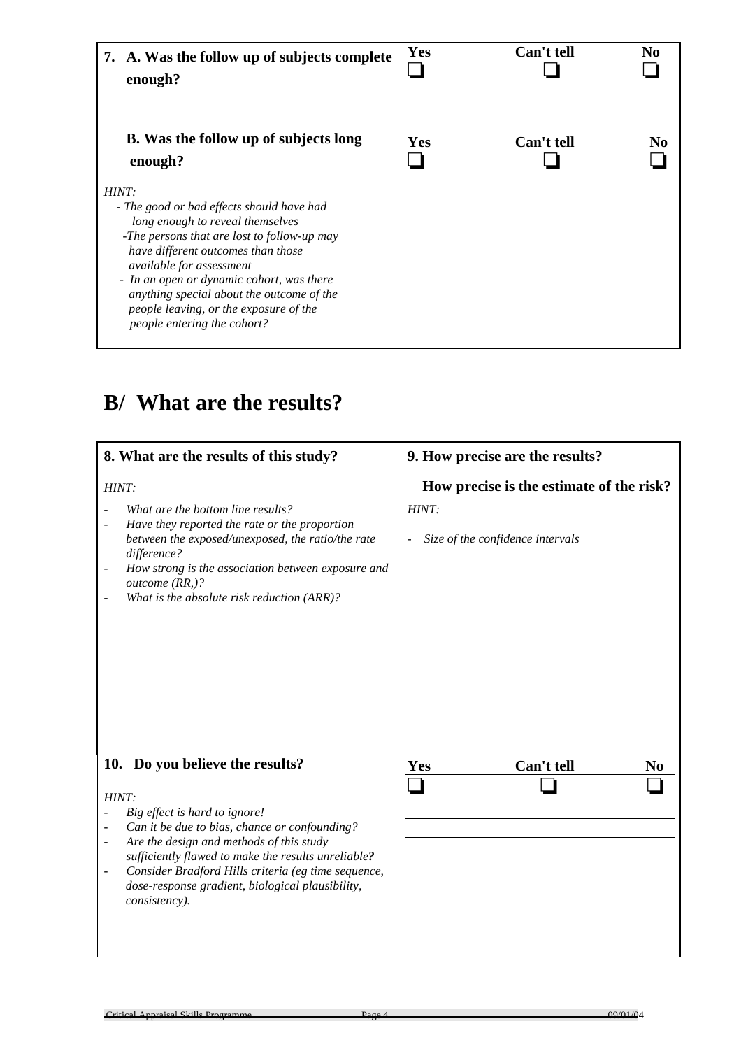| **7. A. Was the follow up of subjects complete enough?** | **Yes** ❑ | **Can't tell** ❑ | **No** ❑ |
|---|---|---|---|
| **B. Was the follow up of subjects long enough?** | **Yes** ❑ | **Can't tell** ❑ | **No** ❑ |

*HINT:*
- *The good or bad effects should have had long enough to reveal themselves*
- *The persons that are lost to follow-up may have different outcomes than those available for assessment*
- *In an open or dynamic cohort, was there anything special about the outcome of the people leaving, or the exposure of the people entering the cohort?*

# B/ What are the results?

**8. What are the results of this study?**

*HINT:*
- *What are the bottom line results?*
- *Have they reported the rate or the proportion between the exposed/unexposed, the ratio/the rate difference?*
- *How strong is the association between exposure and outcome (RR,)?*
- *What is the absolute risk reduction (ARR)?*

**9. How precise are the results?**

**How precise is the estimate of the risk?**

*HINT:*
- *Size of the confidence intervals*

| **10. Do you believe the results?** | **Yes** ❑ | **Can't tell** ❑ | **No** ❑ |
|---|---|---|---|

*HINT:*
- *Big effect is hard to ignore!*
- *Can it be due to bias, chance or confounding?*
- *Are the design and methods of this study sufficiently flawed to make the results unreliable?*
- *Consider Bradford Hills criteria (eg time sequence, dose-response gradient, biological plausibility, consistency).*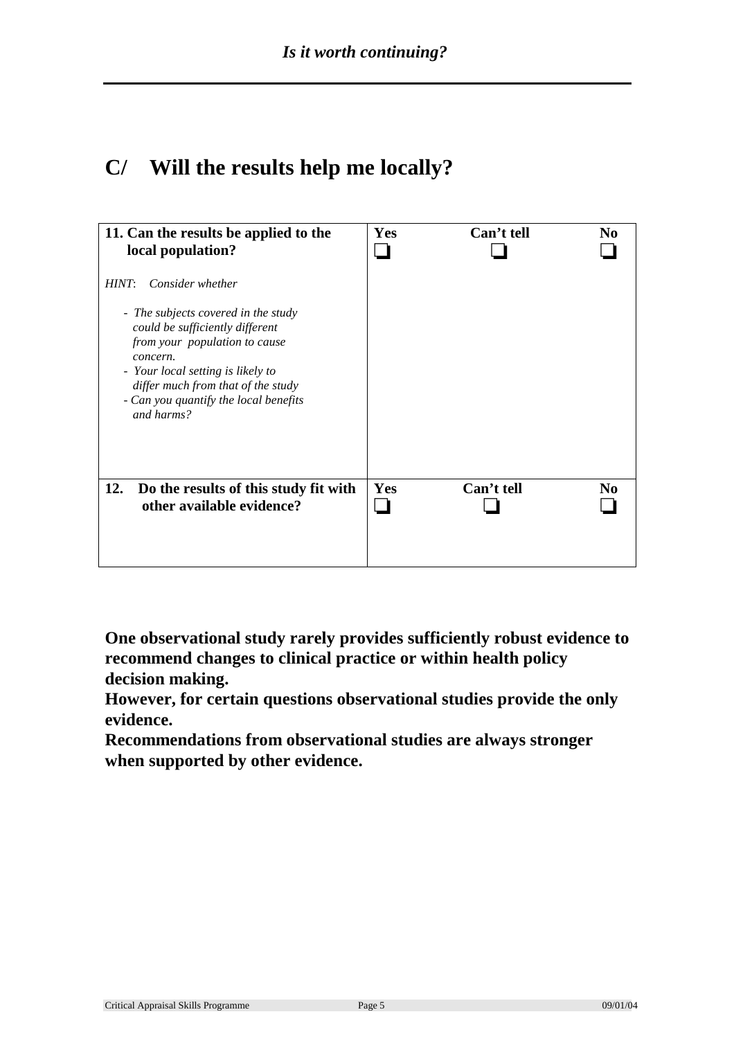*Is it worth continuing?*

## C/ Will the results help me locally?

| | Yes | Can't tell | No |
|---|---|---|---|
| **11. Can the results be applied to the local population?**<br><br>*HINT: Consider whether*<br><br>*- The subjects covered in the study could be sufficiently different from your population to cause concern.*<br>*- Your local setting is likely to differ much from that of the study*<br>*- Can you quantify the local benefits and harms?* | ❑ | ❑ | ❑ |
| **12. Do the results of this study fit with other available evidence?** | ❑ | ❑ | ❑ |

**One observational study rarely provides sufficiently robust evidence to recommend changes to clinical practice or within health policy decision making.**
**However, for certain questions observational studies provide the only evidence.**
**Recommendations from observational studies are always stronger when supported by other evidence.**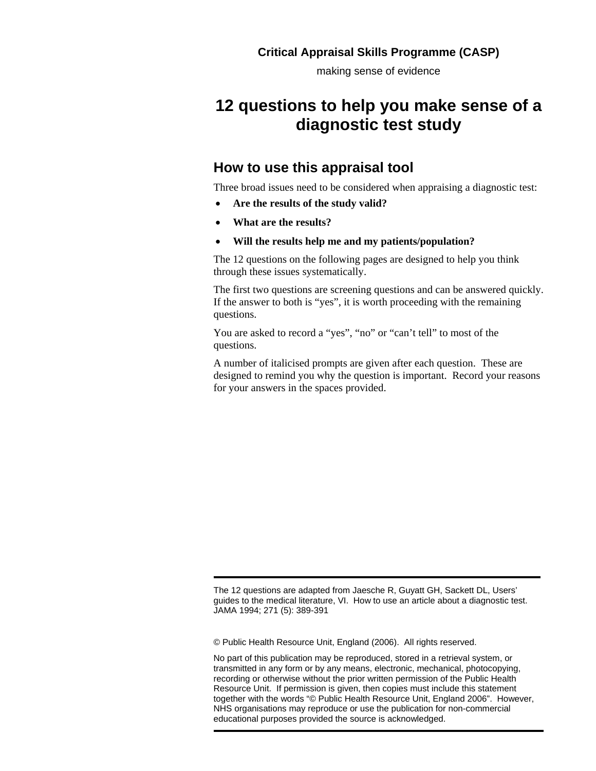**Critical Appraisal Skills Programme (CASP)**

making sense of evidence

# 12 questions to help you make sense of a diagnostic test study

## How to use this appraisal tool

Three broad issues need to be considered when appraising a diagnostic test:

- **Are the results of the study valid?**
- **What are the results?**
- **Will the results help me and my patients/population?**

The 12 questions on the following pages are designed to help you think through these issues systematically.

The first two questions are screening questions and can be answered quickly. If the answer to both is "yes", it is worth proceeding with the remaining questions.

You are asked to record a "yes", "no" or "can't tell" to most of the questions.

A number of italicised prompts are given after each question. These are designed to remind you why the question is important. Record your reasons for your answers in the spaces provided.

---

The 12 questions are adapted from Jaesche R, Guyatt GH, Sackett DL, Users' guides to the medical literature, VI. How to use an article about a diagnostic test. JAMA 1994; 271 (5): 389-391

© Public Health Resource Unit, England (2006). All rights reserved.

No part of this publication may be reproduced, stored in a retrieval system, or transmitted in any form or by any means, electronic, mechanical, photocopying, recording or otherwise without the prior written permission of the Public Health Resource Unit. If permission is given, then copies must include this statement together with the words "© Public Health Resource Unit, England 2006". However, NHS organisations may reproduce or use the publication for non-commercial educational purposes provided the source is acknowledged.

---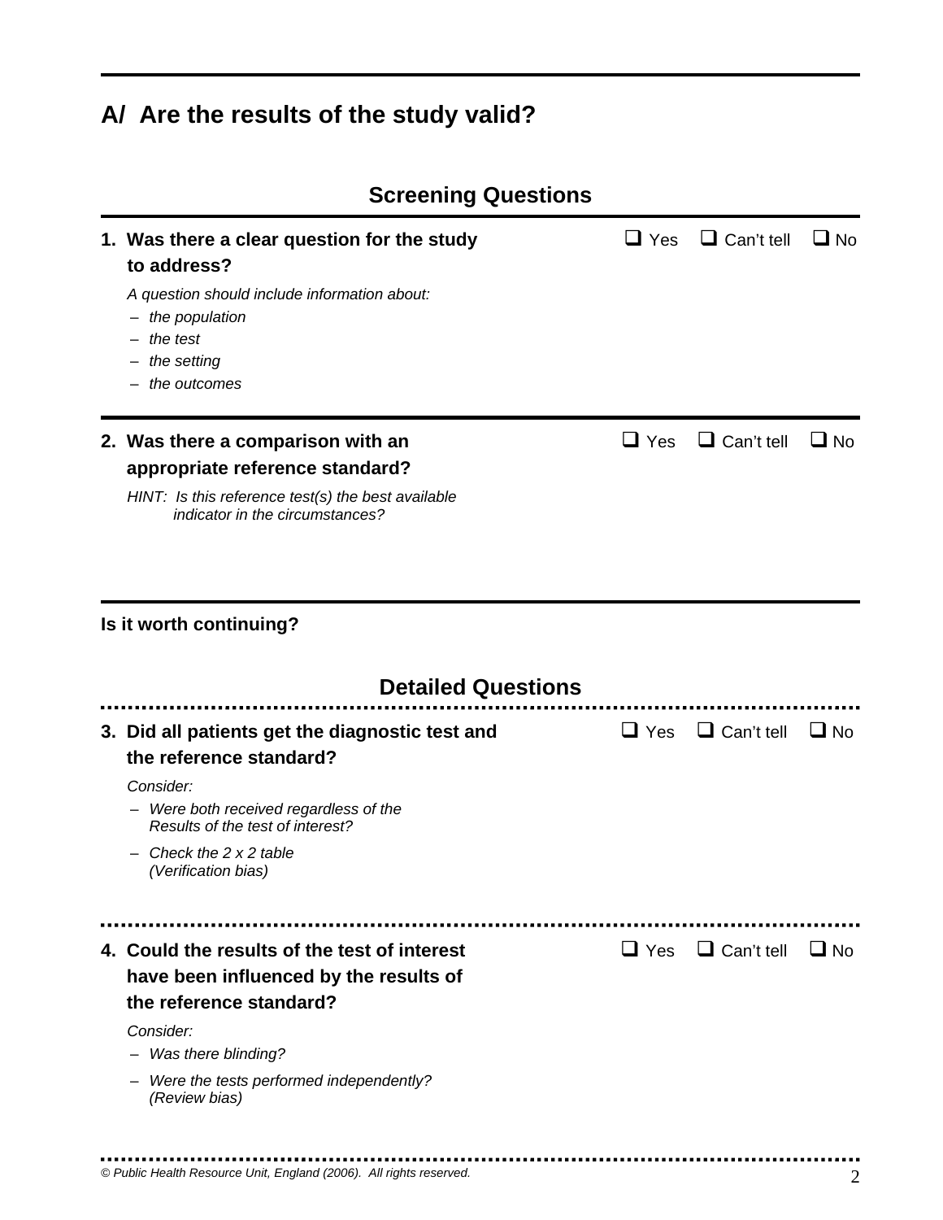## A/ Are the results of the study valid?

### Screening Questions

**1. Was there a clear question for the study to address?** ❑ Yes ❑ Can't tell ❑ No

*A question should include information about:*

- *the population*
- *the test*
- *the setting*
- *the outcomes*

**2. Was there a comparison with an appropriate reference standard?** ❑ Yes ❑ Can't tell ❑ No

*HINT: Is this reference test(s) the best available indicator in the circumstances?*

**Is it worth continuing?**

### Detailed Questions

**3. Did all patients get the diagnostic test and the reference standard?** ❑ Yes ❑ Can't tell ❑ No

*Consider:*

- *Were both received regardless of the Results of the test of interest?*
- *Check the 2 x 2 table (Verification bias)*

**4. Could the results of the test of interest have been influenced by the results of the reference standard?** ❑ Yes ❑ Can't tell ❑ No

*Consider:*

- *Was there blinding?*
- *Were the tests performed independently? (Review bias)*

*© Public Health Resource Unit, England (2006). All rights reserved.*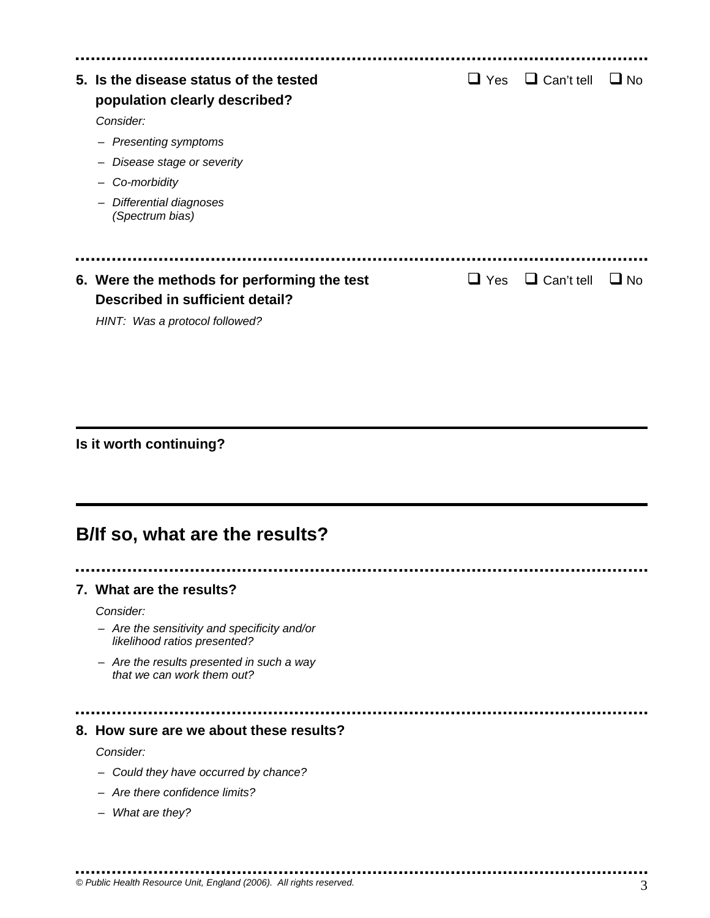**5. Is the disease status of the tested population clearly described?** ❑ Yes ❑ Can't tell ❑ No

*Consider:*

- *Presenting symptoms*
- *Disease stage or severity*
- *Co-morbidity*
- *Differential diagnoses (Spectrum bias)*

**6. Were the methods for performing the test Described in sufficient detail?** ❑ Yes ❑ Can't tell ❑ No

*HINT: Was a protocol followed?*

**Is it worth continuing?**

## B/If so, what are the results?

**7. What are the results?**

*Consider:*

- *Are the sensitivity and specificity and/or likelihood ratios presented?*
- *Are the results presented in such a way that we can work them out?*

**8. How sure are we about these results?**

*Consider:*

- *Could they have occurred by chance?*
- *Are there confidence limits?*
- *What are they?*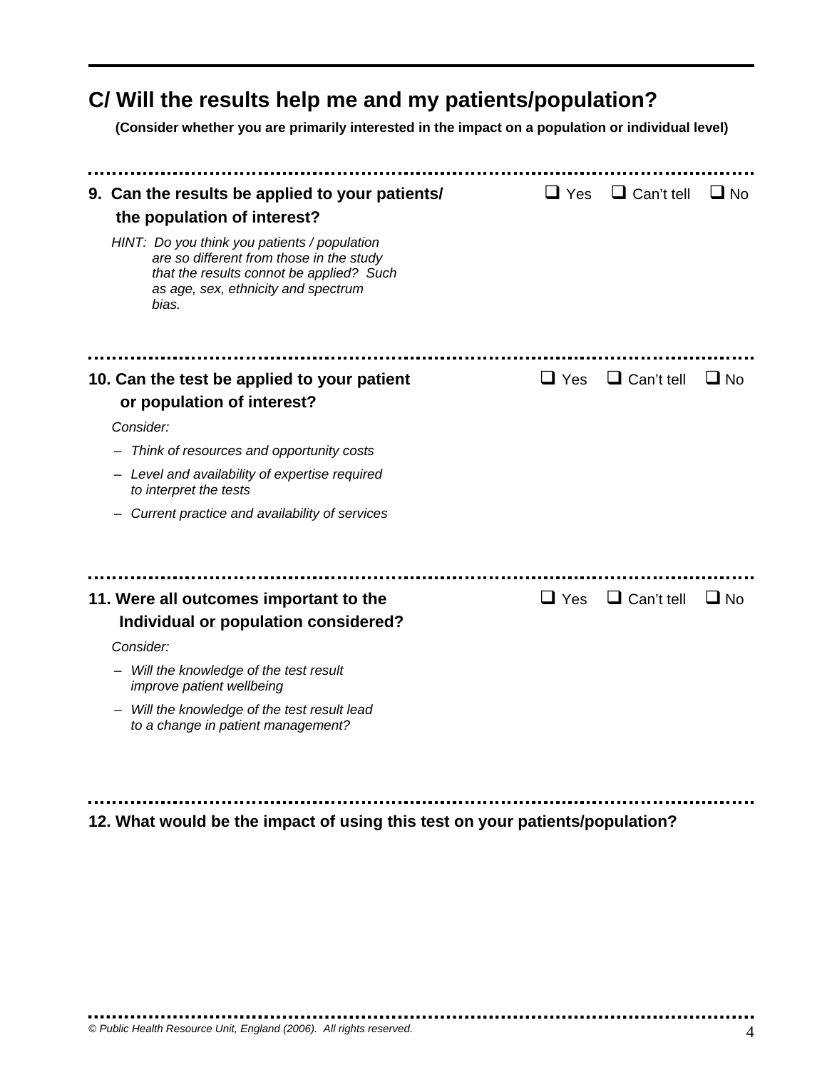## C/ Will the results help me and my patients/population?

**(Consider whether you are primarily interested in the impact on a population or individual level)**

---

**9. Can the results be applied to your patients/ the population of interest?**

❑ Yes ❑ Can't tell ❑ No

*HINT: Do you think you patients / population are so different from those in the study that the results connot be applied? Such as age, sex, ethnicity and spectrum bias.*

---

**10. Can the test be applied to your patient or population of interest?**

❑ Yes ❑ Can't tell ❑ No

*Consider:*

- *Think of resources and opportunity costs*
- *Level and availability of expertise required to interpret the tests*
- *Current practice and availability of services*

---

**11. Were all outcomes important to the Individual or population considered?**

❑ Yes ❑ Can't tell ❑ No

*Consider:*

- *Will the knowledge of the test result improve patient wellbeing*
- *Will the knowledge of the test result lead to a change in patient management?*

---

**12. What would be the impact of using this test on your patients/population?**

---

*© Public Health Resource Unit, England (2006). All rights reserved.*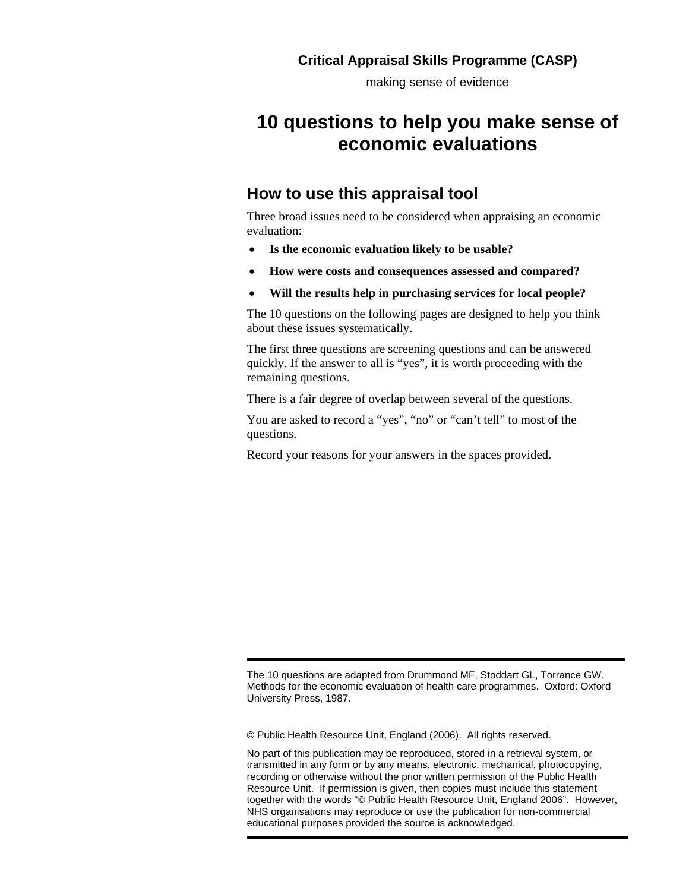**Critical Appraisal Skills Programme (CASP)**

making sense of evidence

# 10 questions to help you make sense of economic evaluations

## How to use this appraisal tool

Three broad issues need to be considered when appraising an economic evaluation:

- **Is the economic evaluation likely to be usable?**
- **How were costs and consequences assessed and compared?**
- **Will the results help in purchasing services for local people?**

The 10 questions on the following pages are designed to help you think about these issues systematically.

The first three questions are screening questions and can be answered quickly. If the answer to all is "yes", it is worth proceeding with the remaining questions.

There is a fair degree of overlap between several of the questions.

You are asked to record a "yes", "no" or "can't tell" to most of the questions.

Record your reasons for your answers in the spaces provided.

---

The 10 questions are adapted from Drummond MF, Stoddart GL, Torrance GW. Methods for the economic evaluation of health care programmes. Oxford: Oxford University Press, 1987.

© Public Health Resource Unit, England (2006). All rights reserved.

No part of this publication may be reproduced, stored in a retrieval system, or transmitted in any form or by any means, electronic, mechanical, photocopying, recording or otherwise without the prior written permission of the Public Health Resource Unit. If permission is given, then copies must include this statement together with the words "© Public Health Resource Unit, England 2006". However, NHS organisations may reproduce or use the publication for non-commercial educational purposes provided the source is acknowledged.

---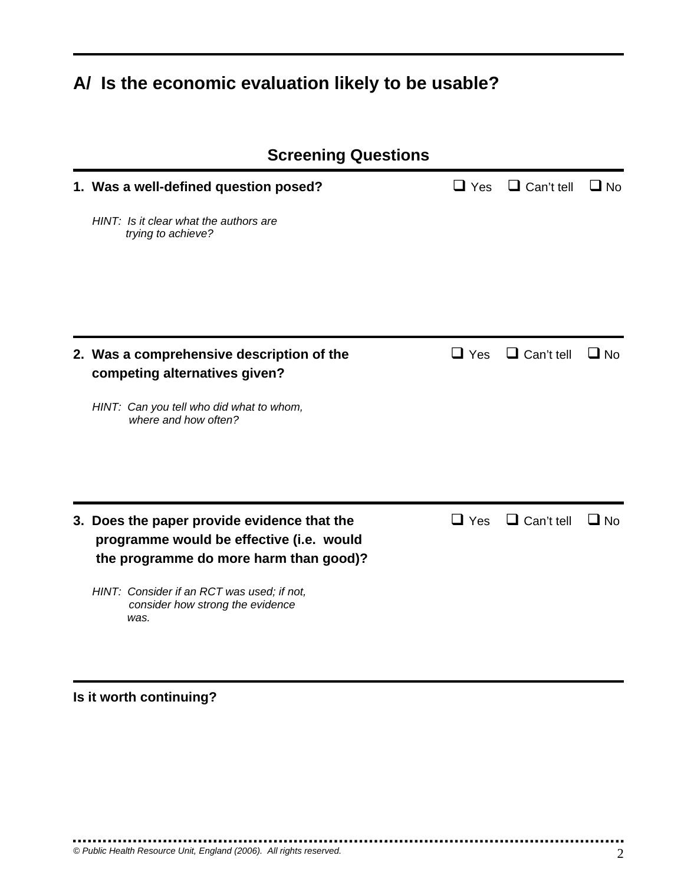## A/ Is the economic evaluation likely to be usable?

### Screening Questions

**1. Was a well-defined question posed?** ❑ Yes ❑ Can't tell ❑ No

*HINT: Is it clear what the authors are trying to achieve?*

**2. Was a comprehensive description of the competing alternatives given?** ❑ Yes ❑ Can't tell ❑ No

*HINT: Can you tell who did what to whom, where and how often?*

**3. Does the paper provide evidence that the programme would be effective (i.e. would the programme do more harm than good)?** ❑ Yes ❑ Can't tell ❑ No

*HINT: Consider if an RCT was used; if not, consider how strong the evidence was.*

**Is it worth continuing?**

*© Public Health Resource Unit, England (2006). All rights reserved.*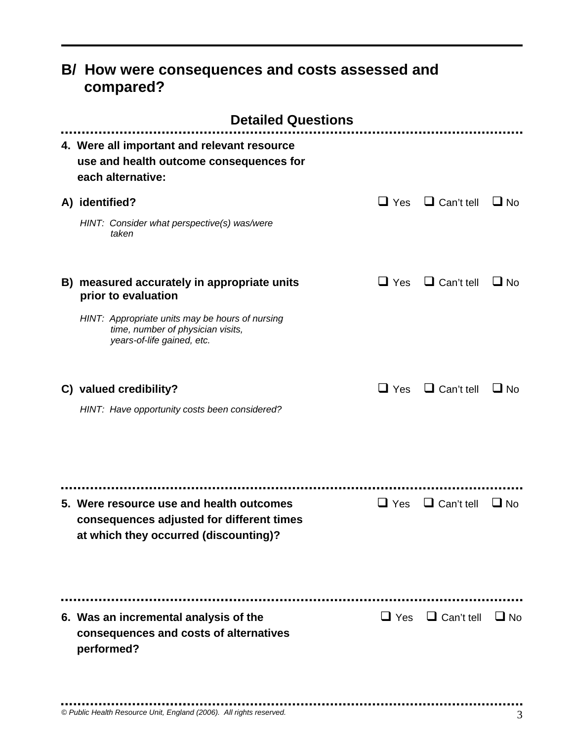## B/ How were consequences and costs assessed and compared?

### Detailed Questions

**4. Were all important and relevant resource use and health outcome consequences for each alternative:**

**A) identified?** ❑ Yes ❑ Can't tell ❑ No

*HINT: Consider what perspective(s) was/were taken*

**B) measured accurately in appropriate units prior to evaluation** ❑ Yes ❑ Can't tell ❑ No

*HINT: Appropriate units may be hours of nursing time, number of physician visits, years-of-life gained, etc.*

**C) valued credibility?** ❑ Yes ❑ Can't tell ❑ No

*HINT: Have opportunity costs been considered?*

**5. Were resource use and health outcomes consequences adjusted for different times at which they occurred (discounting)?** ❑ Yes ❑ Can't tell ❑ No

**6. Was an incremental analysis of the consequences and costs of alternatives performed?** ❑ Yes ❑ Can't tell ❑ No

*© Public Health Resource Unit, England (2006). All rights reserved.*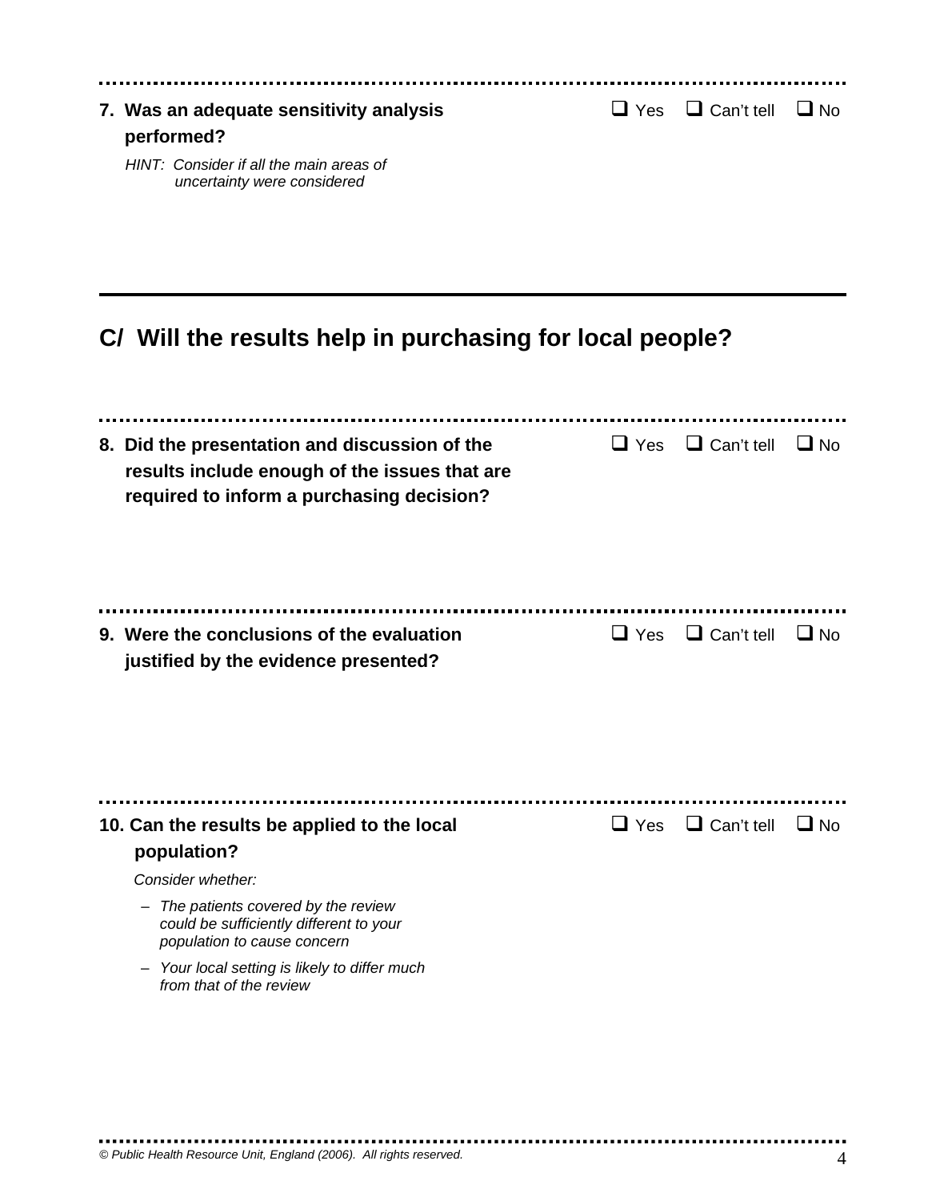**7. Was an adequate sensitivity analysis performed?**

☐ Yes ☐ Can't tell ☐ No

*HINT: Consider if all the main areas of uncertainty were considered*

---

## C/ Will the results help in purchasing for local people?

**8. Did the presentation and discussion of the results include enough of the issues that are required to inform a purchasing decision?**

☐ Yes ☐ Can't tell ☐ No

**9. Were the conclusions of the evaluation justified by the evidence presented?**

☐ Yes ☐ Can't tell ☐ No

**10. Can the results be applied to the local population?**

☐ Yes ☐ Can't tell ☐ No

*Consider whether:*

- *The patients covered by the review could be sufficiently different to your population to cause concern*
- *Your local setting is likely to differ much from that of the review*

*© Public Health Resource Unit, England (2006). All rights reserved.*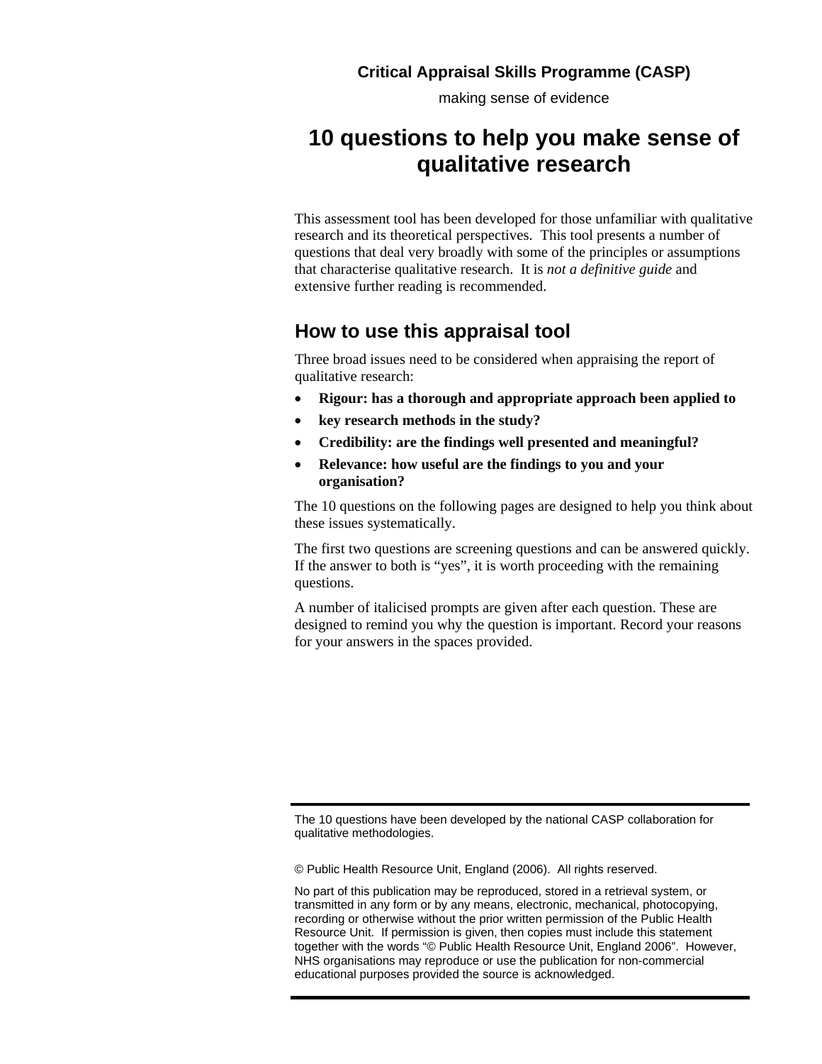**Critical Appraisal Skills Programme (CASP)**

making sense of evidence

# 10 questions to help you make sense of qualitative research

This assessment tool has been developed for those unfamiliar with qualitative research and its theoretical perspectives. This tool presents a number of questions that deal very broadly with some of the principles or assumptions that characterise qualitative research. It is *not a definitive guide* and extensive further reading is recommended.

## How to use this appraisal tool

Three broad issues need to be considered when appraising the report of qualitative research:

- **Rigour: has a thorough and appropriate approach been applied to**
- **key research methods in the study?**
- **Credibility: are the findings well presented and meaningful?**
- **Relevance: how useful are the findings to you and your organisation?**

The 10 questions on the following pages are designed to help you think about these issues systematically.

The first two questions are screening questions and can be answered quickly. If the answer to both is "yes", it is worth proceeding with the remaining questions.

A number of italicised prompts are given after each question. These are designed to remind you why the question is important. Record your reasons for your answers in the spaces provided.

---

The 10 questions have been developed by the national CASP collaboration for qualitative methodologies.

© Public Health Resource Unit, England (2006). All rights reserved.

No part of this publication may be reproduced, stored in a retrieval system, or transmitted in any form or by any means, electronic, mechanical, photocopying, recording or otherwise without the prior written permission of the Public Health Resource Unit. If permission is given, then copies must include this statement together with the words "© Public Health Resource Unit, England 2006". However, NHS organisations may reproduce or use the publication for non-commercial educational purposes provided the source is acknowledged.

---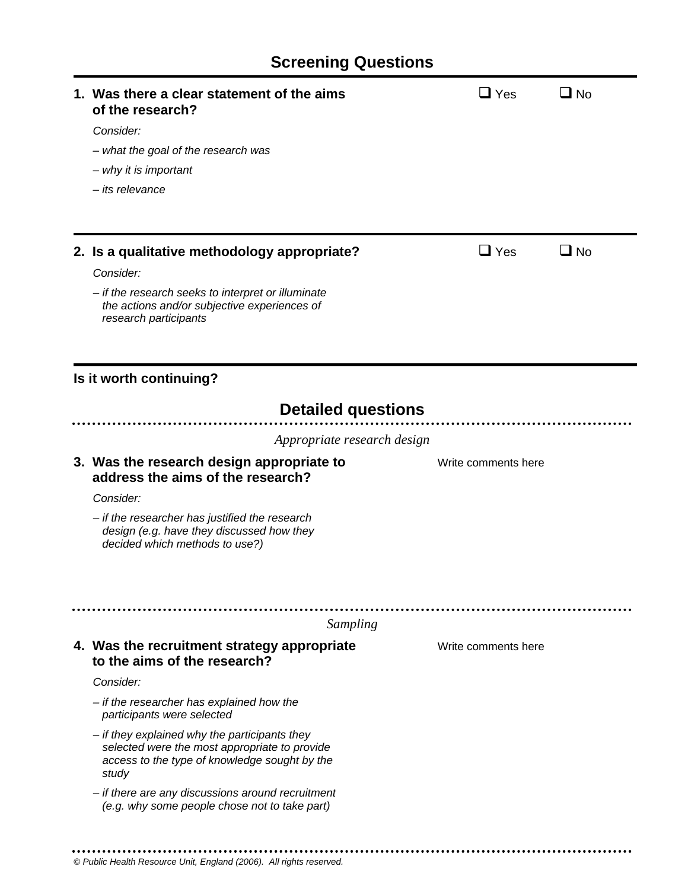## Screening Questions

**1. Was there a clear statement of the aims of the research?** ❑ Yes ❑ No

*Consider:*

*– what the goal of the research was*

*– why it is important*

*– its relevance*

---

**2. Is a qualitative methodology appropriate?** ❑ Yes ❑ No

*Consider:*

*– if the research seeks to interpret or illuminate the actions and/or subjective experiences of research participants*

---

**Is it worth continuing?**

## Detailed questions

*Appropriate research design*

**3. Was the research design appropriate to address the aims of the research?**

Write comments here

*Consider:*

*– if the researcher has justified the research design (e.g. have they discussed how they decided which methods to use?)*

*Sampling*

**4. Was the recruitment strategy appropriate to the aims of the research?**

Write comments here

*Consider:*

*– if the researcher has explained how the participants were selected*

*– if they explained why the participants they selected were the most appropriate to provide access to the type of knowledge sought by the study*

*– if there are any discussions around recruitment (e.g. why some people chose not to take part)*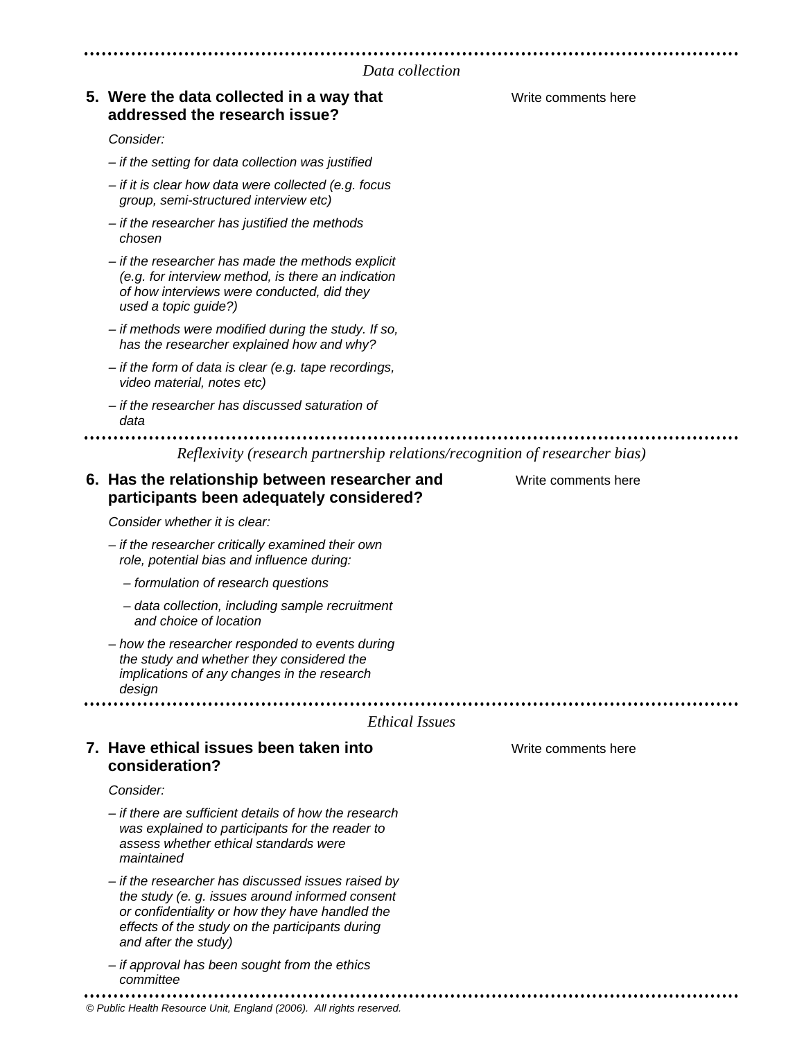*Data collection*

**5. Were the data collected in a way that addressed the research issue?**

Write comments here

*Consider:*

– *if the setting for data collection was justified*

– *if it is clear how data were collected (e.g. focus group, semi-structured interview etc)*

– *if the researcher has justified the methods chosen*

– *if the researcher has made the methods explicit (e.g. for interview method, is there an indication of how interviews were conducted, did they used a topic guide?)*

– *if methods were modified during the study. If so, has the researcher explained how and why?*

– *if the form of data is clear (e.g. tape recordings, video material, notes etc)*

– *if the researcher has discussed saturation of data*

*Reflexivity (research partnership relations/recognition of researcher bias)*

**6. Has the relationship between researcher and participants been adequately considered?**

Write comments here

*Consider whether it is clear:*

– *if the researcher critically examined their own role, potential bias and influence during:*

  – *formulation of research questions*

  – *data collection, including sample recruitment and choice of location*

– *how the researcher responded to events during the study and whether they considered the implications of any changes in the research design*

*Ethical Issues*

**7. Have ethical issues been taken into consideration?**

Write comments here

*Consider:*

– *if there are sufficient details of how the research was explained to participants for the reader to assess whether ethical standards were maintained*

– *if the researcher has discussed issues raised by the study (e. g. issues around informed consent or confidentiality or how they have handled the effects of the study on the participants during and after the study)*

– *if approval has been sought from the ethics committee*

*© Public Health Resource Unit, England (2006). All rights reserved.*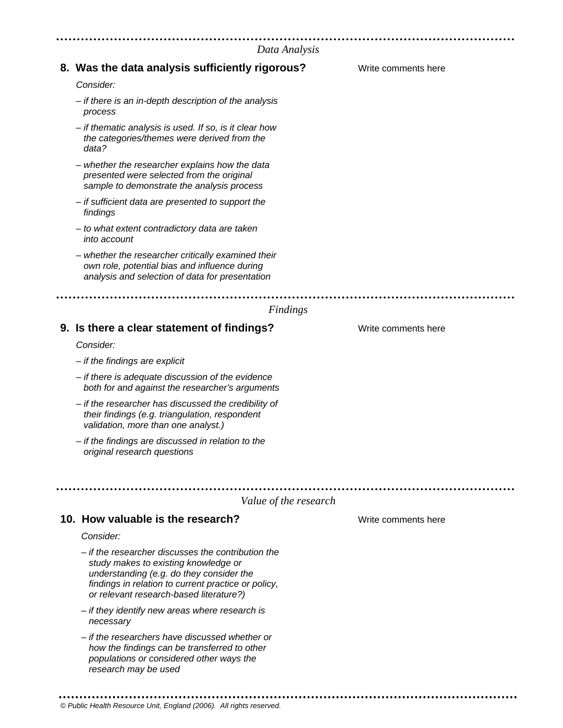*Data Analysis*

**8. Was the data analysis sufficiently rigorous?**

Write comments here

*Consider:*

*– if there is an in-depth description of the analysis process*

*– if thematic analysis is used. If so, is it clear how the categories/themes were derived from the data?*

*– whether the researcher explains how the data presented were selected from the original sample to demonstrate the analysis process*

*– if sufficient data are presented to support the findings*

*– to what extent contradictory data are taken into account*

*– whether the researcher critically examined their own role, potential bias and influence during analysis and selection of data for presentation*

*Findings*

**9. Is there a clear statement of findings?**

Write comments here

*Consider:*

*– if the findings are explicit*

*– if there is adequate discussion of the evidence both for and against the researcher's arguments*

*– if the researcher has discussed the credibility of their findings (e.g. triangulation, respondent validation, more than one analyst.)*

*– if the findings are discussed in relation to the original research questions*

*Value of the research*

**10. How valuable is the research?**

Write comments here

*Consider:*

*– if the researcher discusses the contribution the study makes to existing knowledge or understanding (e.g. do they consider the findings in relation to current practice or policy, or relevant research-based literature?)*

*– if they identify new areas where research is necessary*

*– if the researchers have discussed whether or how the findings can be transferred to other populations or considered other ways the research may be used*

*© Public Health Resource Unit, England (2006). All rights reserved.*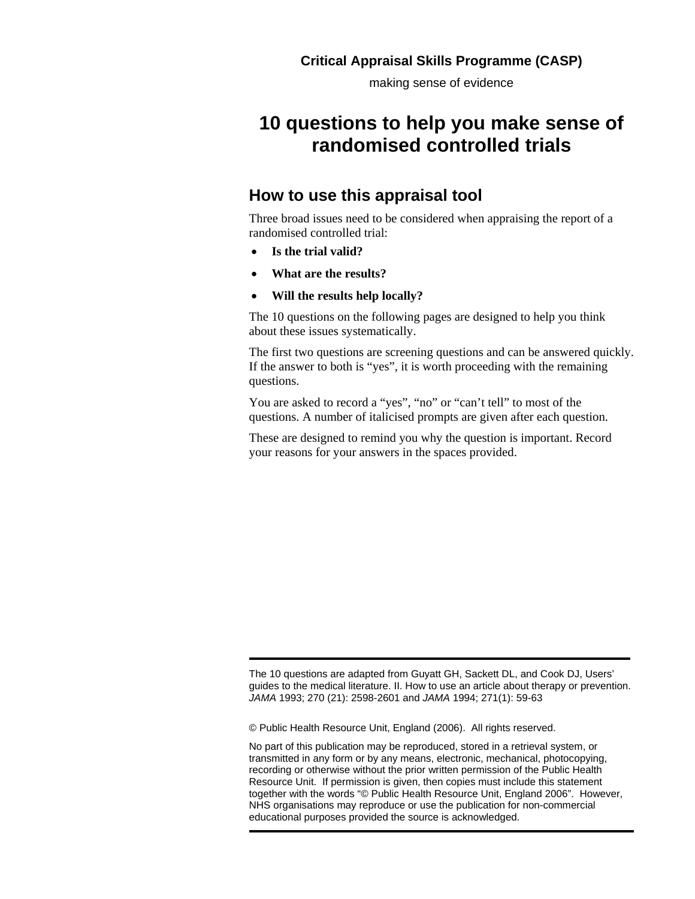**Critical Appraisal Skills Programme (CASP)**

making sense of evidence

# 10 questions to help you make sense of randomised controlled trials

## How to use this appraisal tool

Three broad issues need to be considered when appraising the report of a randomised controlled trial:

- **Is the trial valid?**
- **What are the results?**
- **Will the results help locally?**

The 10 questions on the following pages are designed to help you think about these issues systematically.

The first two questions are screening questions and can be answered quickly. If the answer to both is "yes", it is worth proceeding with the remaining questions.

You are asked to record a "yes", "no" or "can't tell" to most of the questions. A number of italicised prompts are given after each question.

These are designed to remind you why the question is important. Record your reasons for your answers in the spaces provided.

---

The 10 questions are adapted from Guyatt GH, Sackett DL, and Cook DJ, Users' guides to the medical literature. II. How to use an article about therapy or prevention. *JAMA* 1993; 270 (21): 2598-2601 and *JAMA* 1994; 271(1): 59-63

© Public Health Resource Unit, England (2006). All rights reserved.

No part of this publication may be reproduced, stored in a retrieval system, or transmitted in any form or by any means, electronic, mechanical, photocopying, recording or otherwise without the prior written permission of the Public Health Resource Unit. If permission is given, then copies must include this statement together with the words "© Public Health Resource Unit, England 2006". However, NHS organisations may reproduce or use the publication for non-commercial educational purposes provided the source is acknowledged.

---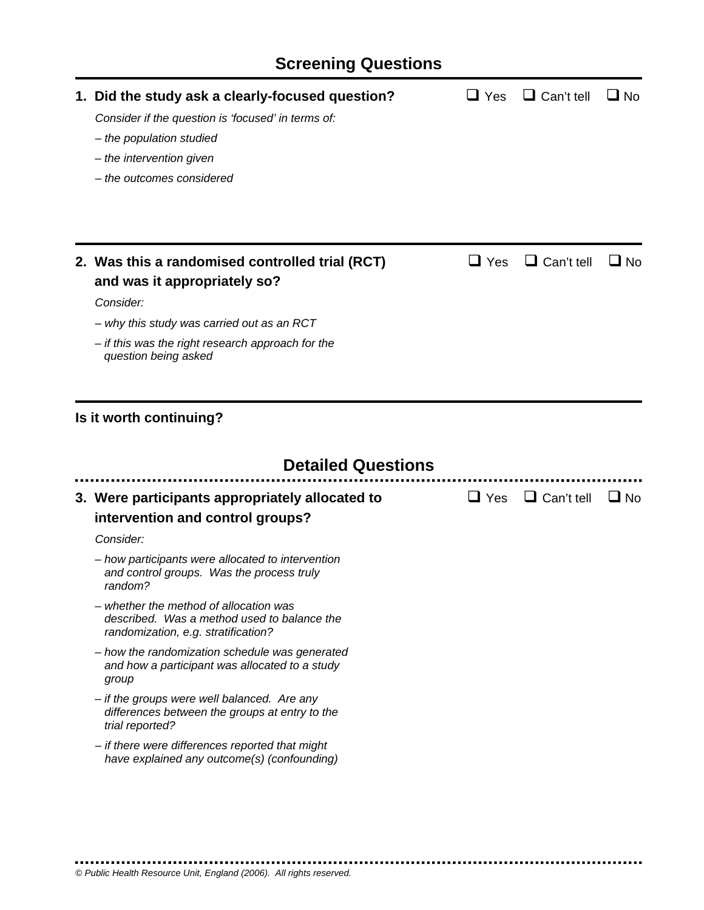## Screening Questions

**1. Did the study ask a clearly-focused question?** ❑ Yes ❑ Can't tell ❑ No

*Consider if the question is 'focused' in terms of:*

*– the population studied*

*– the intervention given*

*– the outcomes considered*

**2. Was this a randomised controlled trial (RCT) and was it appropriately so?** ❑ Yes ❑ Can't tell ❑ No

*Consider:*

*– why this study was carried out as an RCT*

*– if this was the right research approach for the question being asked*

**Is it worth continuing?**

## Detailed Questions

**3. Were participants appropriately allocated to intervention and control groups?** ❑ Yes ❑ Can't tell ❑ No

*Consider:*

*– how participants were allocated to intervention and control groups. Was the process truly random?*

*– whether the method of allocation was described. Was a method used to balance the randomization, e.g. stratification?*

*– how the randomization schedule was generated and how a participant was allocated to a study group*

*– if the groups were well balanced. Are any differences between the groups at entry to the trial reported?*

*– if there were differences reported that might have explained any outcome(s) (confounding)*

*© Public Health Resource Unit, England (2006). All rights reserved.*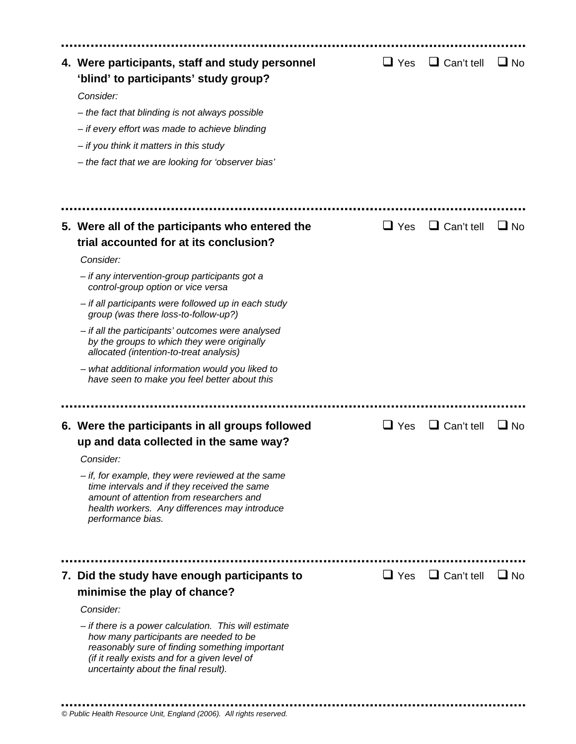**4. Were participants, staff and study personnel 'blind' to participants' study group?**

❑ Yes ❑ Can't tell ❑ No

*Consider:*

*– the fact that blinding is not always possible*

*– if every effort was made to achieve blinding*

*– if you think it matters in this study*

*– the fact that we are looking for 'observer bias'*

---

**5. Were all of the participants who entered the trial accounted for at its conclusion?**

❑ Yes ❑ Can't tell ❑ No

*Consider:*

*– if any intervention-group participants got a control-group option or vice versa*

*– if all participants were followed up in each study group (was there loss-to-follow-up?)*

*– if all the participants' outcomes were analysed by the groups to which they were originally allocated (intention-to-treat analysis)*

*– what additional information would you liked to have seen to make you feel better about this*

---

**6. Were the participants in all groups followed up and data collected in the same way?**

❑ Yes ❑ Can't tell ❑ No

*Consider:*

*– if, for example, they were reviewed at the same time intervals and if they received the same amount of attention from researchers and health workers. Any differences may introduce performance bias.*

---

**7. Did the study have enough participants to minimise the play of chance?**

❑ Yes ❑ Can't tell ❑ No

*Consider:*

*– if there is a power calculation. This will estimate how many participants are needed to be reasonably sure of finding something important (if it really exists and for a given level of uncertainty about the final result).*

---

*© Public Health Resource Unit, England (2006). All rights reserved.*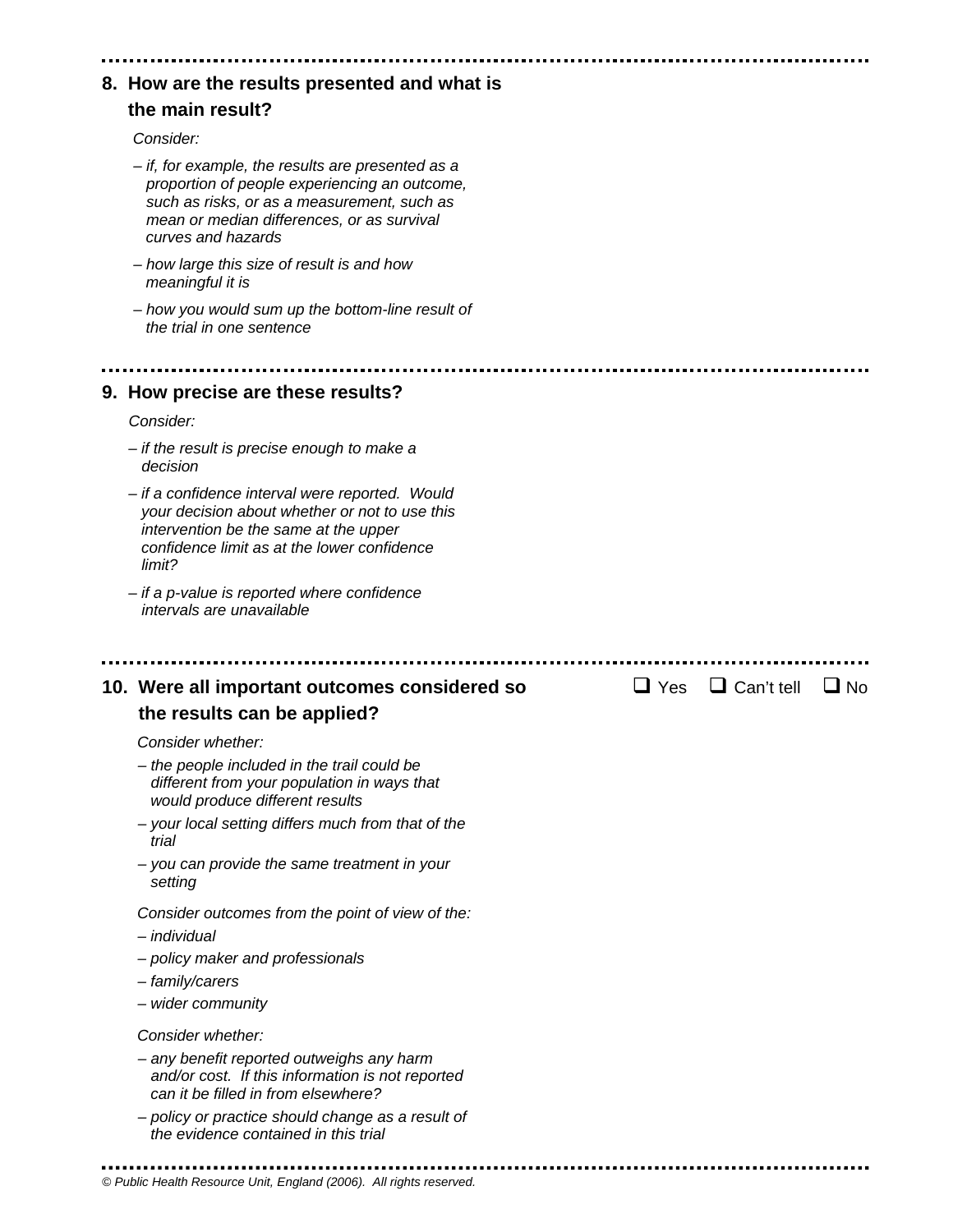---

**8. How are the results presented and what is the main result?**

*Consider:*

*– if, for example, the results are presented as a proportion of people experiencing an outcome, such as risks, or as a measurement, such as mean or median differences, or as survival curves and hazards*

*– how large this size of result is and how meaningful it is*

*– how you would sum up the bottom-line result of the trial in one sentence*

---

**9. How precise are these results?**

*Consider:*

*– if the result is precise enough to make a decision*

*– if a confidence interval were reported. Would your decision about whether or not to use this intervention be the same at the upper confidence limit as at the lower confidence limit?*

*– if a p-value is reported where confidence intervals are unavailable*

---

**10. Were all important outcomes considered so the results can be applied?**

❑ Yes ❑ Can't tell ❑ No

*Consider whether:*

*– the people included in the trail could be different from your population in ways that would produce different results*

*– your local setting differs much from that of the trial*

*– you can provide the same treatment in your setting*

*Consider outcomes from the point of view of the:*

*– individual*

*– policy maker and professionals*

*– family/carers*

*– wider community*

*Consider whether:*

*– any benefit reported outweighs any harm and/or cost. If this information is not reported can it be filled in from elsewhere?*

*– policy or practice should change as a result of the evidence contained in this trial*

---

*© Public Health Resource Unit, England (2006). All rights reserved.*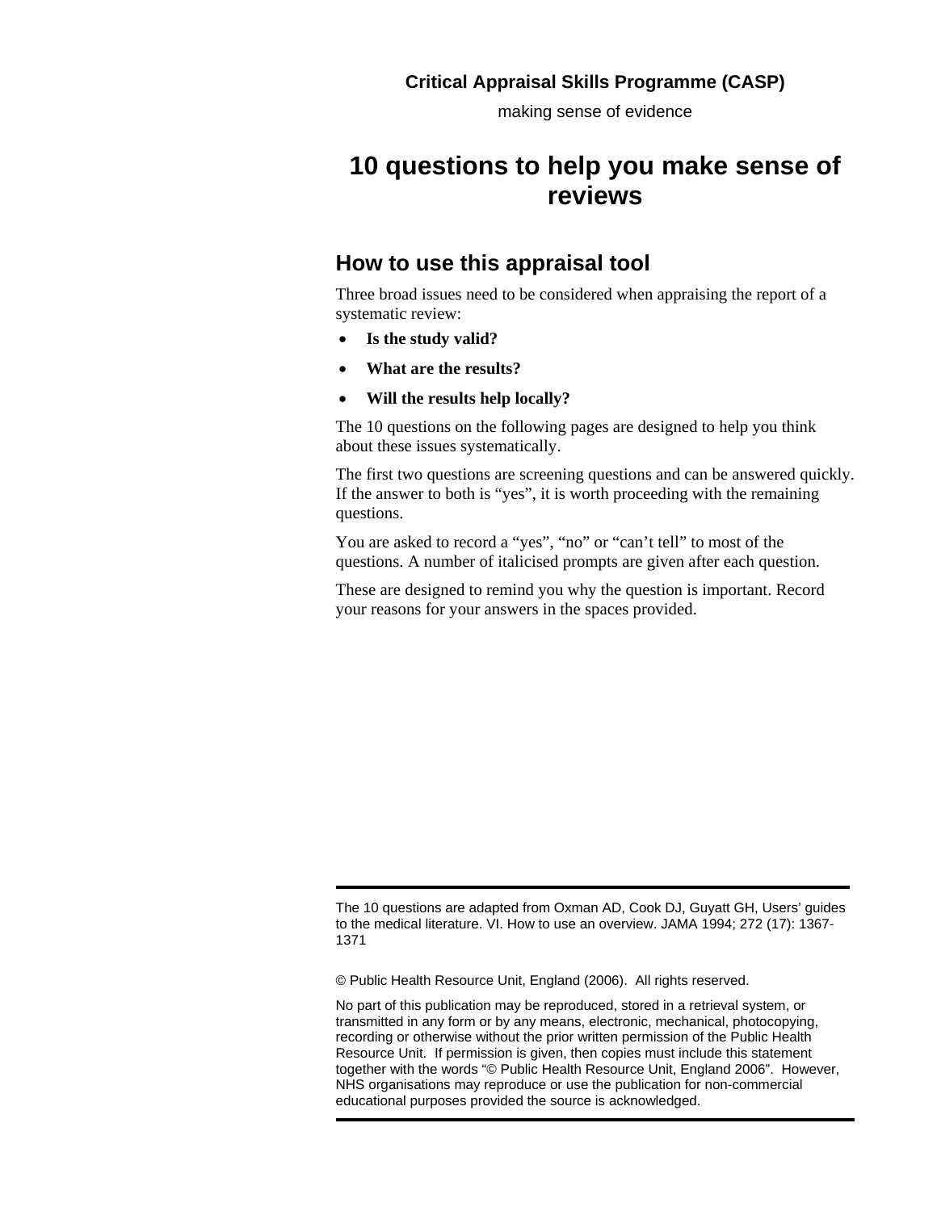**Critical Appraisal Skills Programme (CASP)**

making sense of evidence

# 10 questions to help you make sense of reviews

## How to use this appraisal tool

Three broad issues need to be considered when appraising the report of a systematic review:

- **Is the study valid?**
- **What are the results?**
- **Will the results help locally?**

The 10 questions on the following pages are designed to help you think about these issues systematically.

The first two questions are screening questions and can be answered quickly. If the answer to both is "yes", it is worth proceeding with the remaining questions.

You are asked to record a "yes", "no" or "can't tell" to most of the questions. A number of italicised prompts are given after each question.

These are designed to remind you why the question is important. Record your reasons for your answers in the spaces provided.

---

The 10 questions are adapted from Oxman AD, Cook DJ, Guyatt GH, Users' guides to the medical literature. VI. How to use an overview. JAMA 1994; 272 (17): 1367-1371

© Public Health Resource Unit, England (2006). All rights reserved.

No part of this publication may be reproduced, stored in a retrieval system, or transmitted in any form or by any means, electronic, mechanical, photocopying, recording or otherwise without the prior written permission of the Public Health Resource Unit. If permission is given, then copies must include this statement together with the words "© Public Health Resource Unit, England 2006". However, NHS organisations may reproduce or use the publication for non-commercial educational purposes provided the source is acknowledged.

---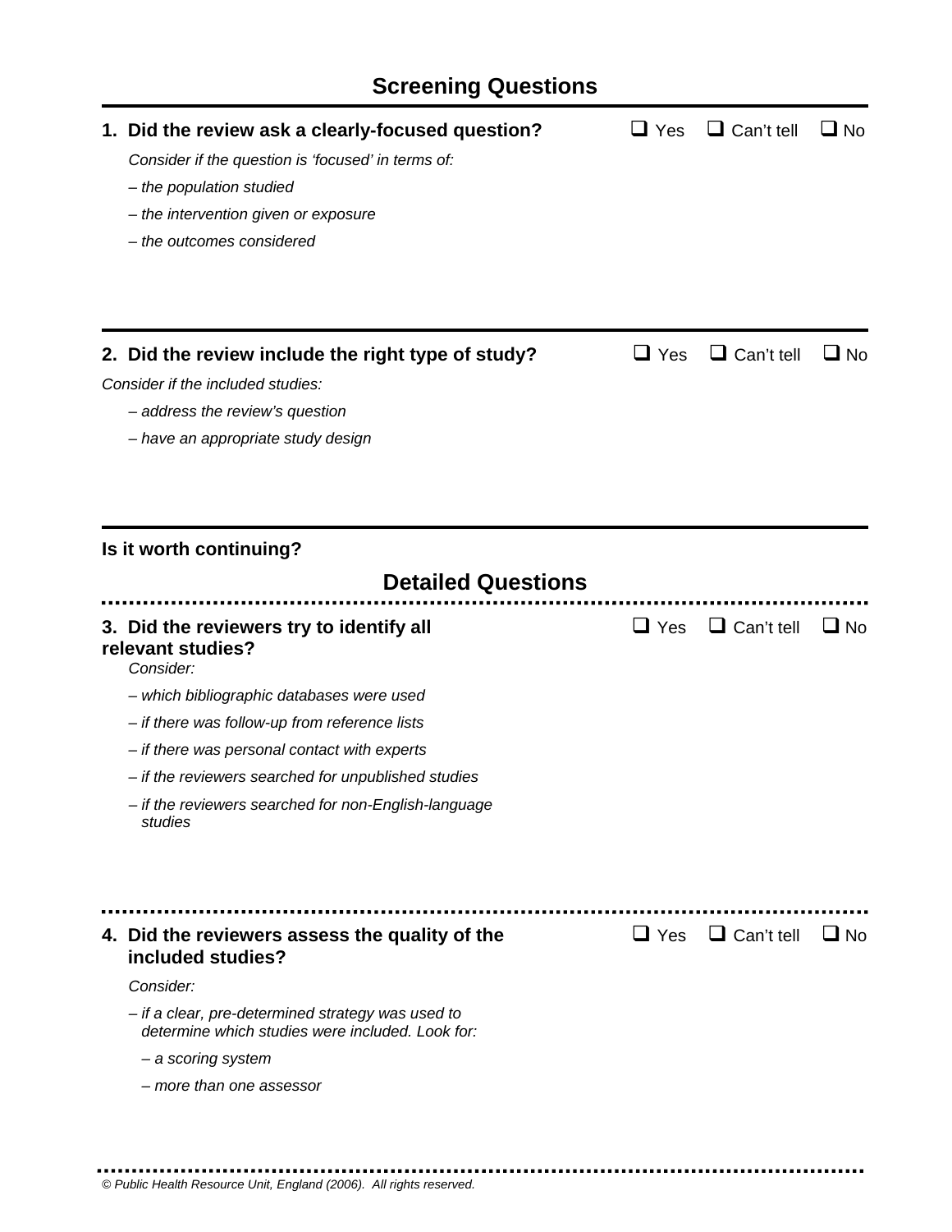## Screening Questions

**1. Did the review ask a clearly-focused question?** ☐ Yes ☐ Can't tell ☐ No

*Consider if the question is 'focused' in terms of:*

*– the population studied*

*– the intervention given or exposure*

*– the outcomes considered*

---

**2. Did the review include the right type of study?** ☐ Yes ☐ Can't tell ☐ No

*Consider if the included studies:*

*– address the review's question*

*– have an appropriate study design*

---

**Is it worth continuing?**

## Detailed Questions

**3. Did the reviewers try to identify all relevant studies?** ☐ Yes ☐ Can't tell ☐ No

*Consider:*

*– which bibliographic databases were used*

*– if there was follow-up from reference lists*

*– if there was personal contact with experts*

*– if the reviewers searched for unpublished studies*

*– if the reviewers searched for non-English-language studies*

---

**4. Did the reviewers assess the quality of the included studies?** ☐ Yes ☐ Can't tell ☐ No

*Consider:*

*– if a clear, pre-determined strategy was used to determine which studies were included. Look for:*

*– a scoring system*

*– more than one assessor*

---

*© Public Health Resource Unit, England (2006). All rights reserved.*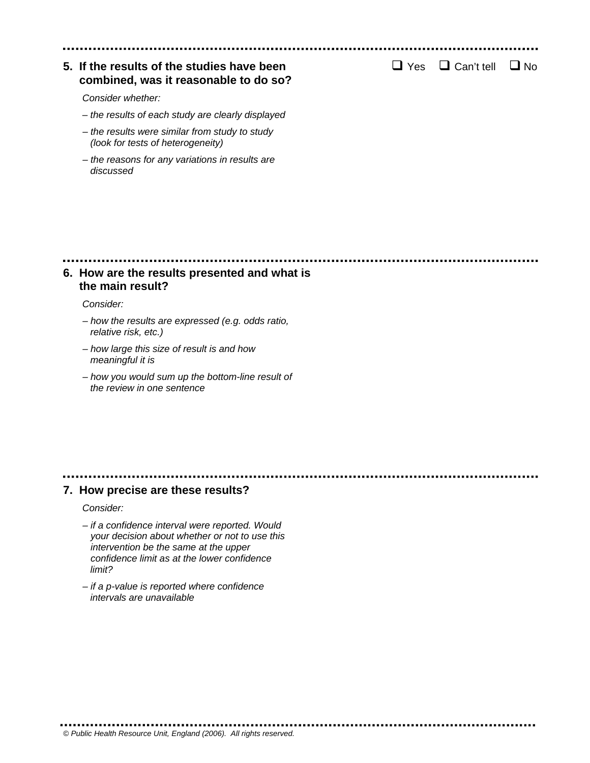**5. If the results of the studies have been combined, was it reasonable to do so?**

❑ Yes ❑ Can't tell ❑ No

*Consider whether:*

*– the results of each study are clearly displayed*

*– the results were similar from study to study (look for tests of heterogeneity)*

*– the reasons for any variations in results are discussed*

**6. How are the results presented and what is the main result?**

*Consider:*

*– how the results are expressed (e.g. odds ratio, relative risk, etc.)*

*– how large this size of result is and how meaningful it is*

*– how you would sum up the bottom-line result of the review in one sentence*

**7. How precise are these results?**

*Consider:*

*– if a confidence interval were reported. Would your decision about whether or not to use this intervention be the same at the upper confidence limit as at the lower confidence limit?*

*– if a p-value is reported where confidence intervals are unavailable*

*© Public Health Resource Unit, England (2006). All rights reserved.*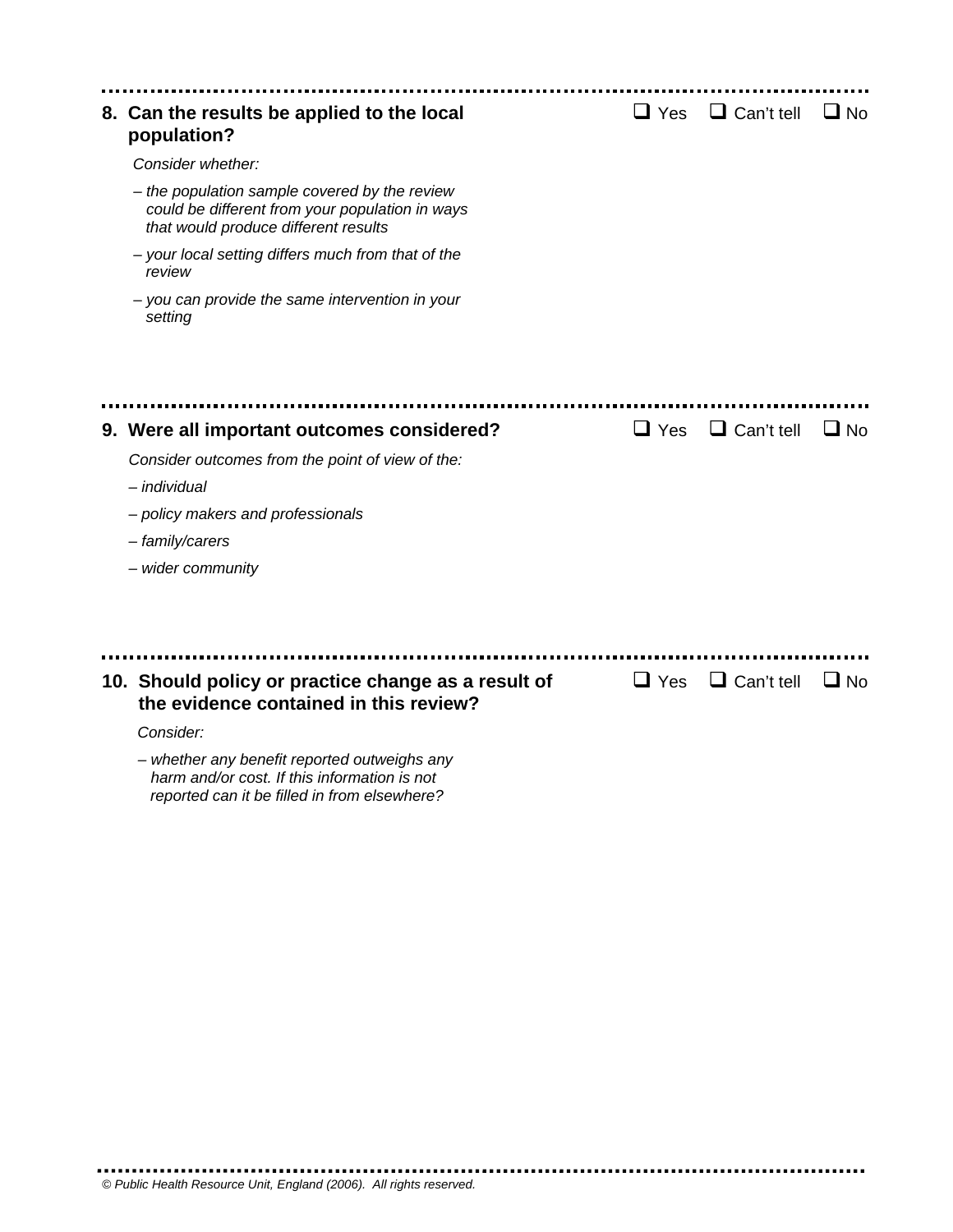**8. Can the results be applied to the local population?** ❑ Yes ❑ Can't tell ❑ No

*Consider whether:*

*– the population sample covered by the review could be different from your population in ways that would produce different results*

*– your local setting differs much from that of the review*

*– you can provide the same intervention in your setting*

---

**9. Were all important outcomes considered?** ❑ Yes ❑ Can't tell ❑ No

*Consider outcomes from the point of view of the:*

*– individual*

*– policy makers and professionals*

*– family/carers*

*– wider community*

---

**10. Should policy or practice change as a result of the evidence contained in this review?** ❑ Yes ❑ Can't tell ❑ No

*Consider:*

*– whether any benefit reported outweighs any harm and/or cost. If this information is not reported can it be filled in from elsewhere?*

---

*© Public Health Resource Unit, England (2006). All rights reserved.*